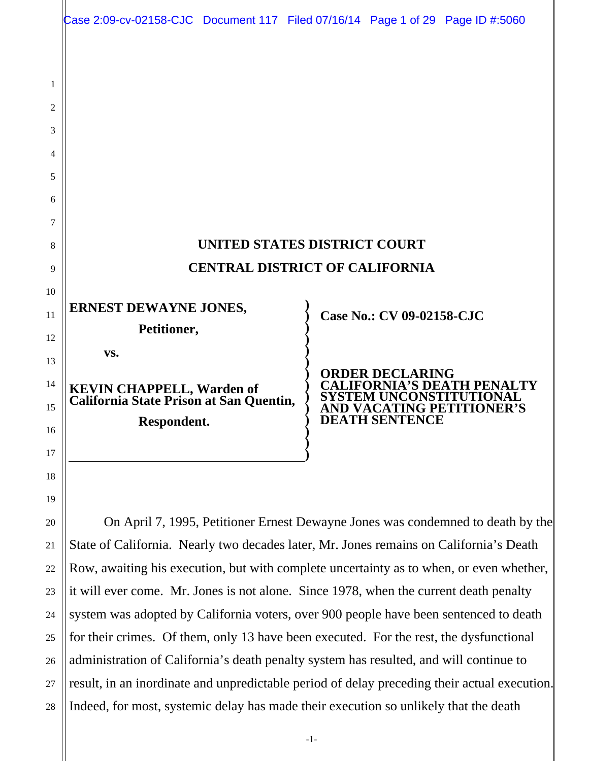# UNITED STATES DISTRICT COURT
# CENTRAL DISTRICT OF CALIFORNIA

**ERNEST DEWAYNE JONES,**

**Petitioner,**

**vs.**

**KEVIN CHAPPELL, Warden of California State Prison at San Quentin,**

**Respondent.**

**Case No.: CV 09-02158-CJC**

**ORDER DECLARING CALIFORNIA'S DEATH PENALTY SYSTEM UNCONSTITUTIONAL AND VACATING PETITIONER'S DEATH SENTENCE**

On April 7, 1995, Petitioner Ernest Dewayne Jones was condemned to death by the State of California. Nearly two decades later, Mr. Jones remains on California's Death Row, awaiting his execution, but with complete uncertainty as to when, or even whether, it will ever come. Mr. Jones is not alone. Since 1978, when the current death penalty system was adopted by California voters, over 900 people have been sentenced to death for their crimes. Of them, only 13 have been executed. For the rest, the dysfunctional administration of California's death penalty system has resulted, and will continue to result, in an inordinate and unpredictable period of delay preceding their actual execution. Indeed, for most, systemic delay has made their execution so unlikely that the death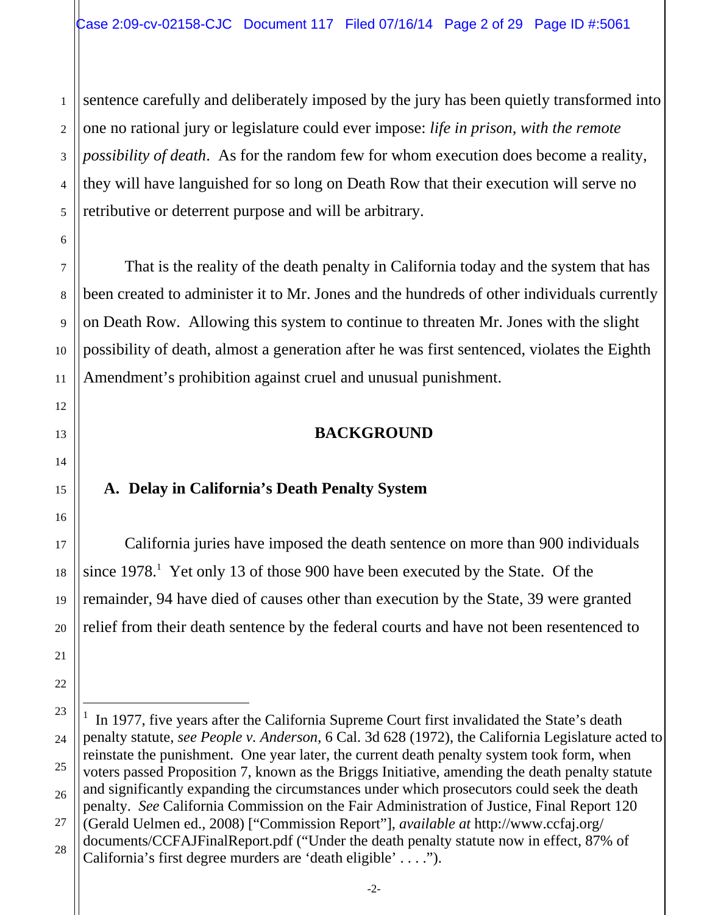sentence carefully and deliberately imposed by the jury has been quietly transformed into one no rational jury or legislature could ever impose: *life in prison, with the remote possibility of death*. As for the random few for whom execution does become a reality, they will have languished for so long on Death Row that their execution will serve no retributive or deterrent purpose and will be arbitrary.

That is the reality of the death penalty in California today and the system that has been created to administer it to Mr. Jones and the hundreds of other individuals currently on Death Row. Allowing this system to continue to threaten Mr. Jones with the slight possibility of death, almost a generation after he was first sentenced, violates the Eighth Amendment's prohibition against cruel and unusual punishment.

## BACKGROUND

### A. Delay in California's Death Penalty System

California juries have imposed the death sentence on more than 900 individuals since 1978.[1] Yet only 13 of those 900 have been executed by the State. Of the remainder, 94 have died of causes other than execution by the State, 39 were granted relief from their death sentence by the federal courts and have not been resentenced to

---

[1] In 1977, five years after the California Supreme Court first invalidated the State's death penalty statute, *see People v. Anderson*, 6 Cal. 3d 628 (1972), the California Legislature acted to reinstate the punishment. One year later, the current death penalty system took form, when voters passed Proposition 7, known as the Briggs Initiative, amending the death penalty statute and significantly expanding the circumstances under which prosecutors could seek the death penalty. *See* California Commission on the Fair Administration of Justice, Final Report 120 (Gerald Uelmen ed., 2008) ["Commission Report"], *available at* http://www.ccfaj.org/documents/CCFAJFinalReport.pdf ("Under the death penalty statute now in effect, 87% of California's first degree murders are 'death eligible' . . . .").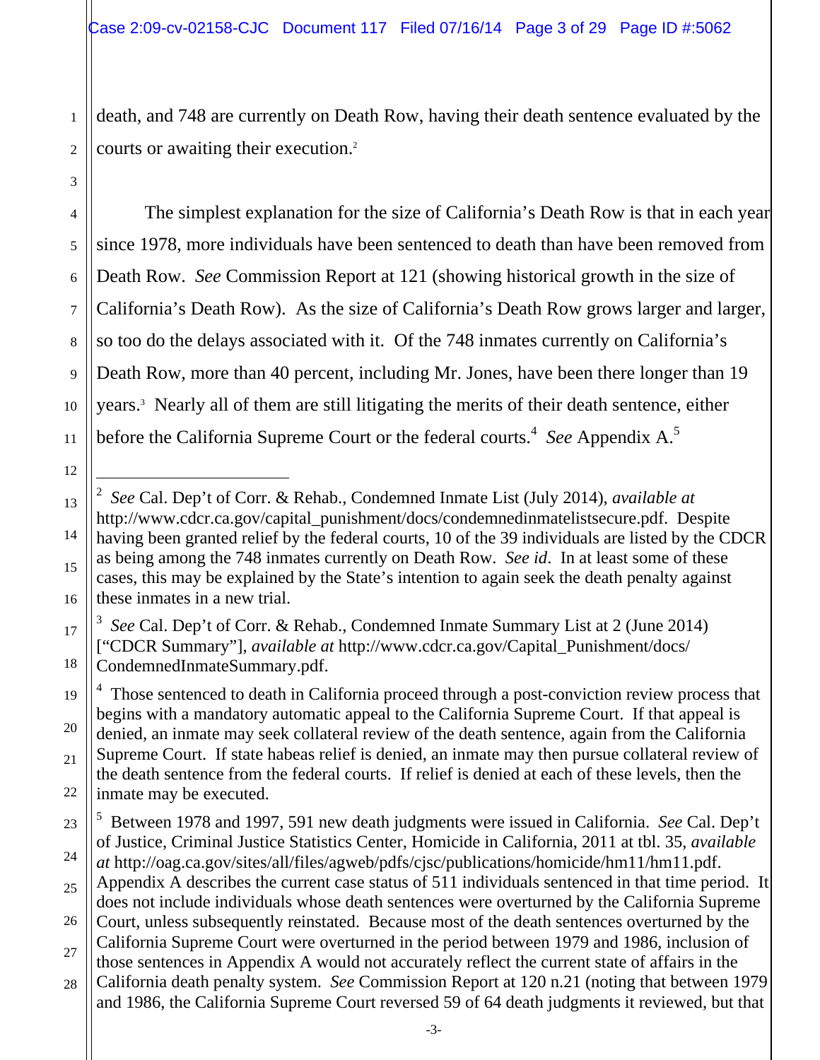death, and 748 are currently on Death Row, having their death sentence evaluated by the courts or awaiting their execution.[2]

The simplest explanation for the size of California's Death Row is that in each year since 1978, more individuals have been sentenced to death than have been removed from Death Row. *See* Commission Report at 121 (showing historical growth in the size of California's Death Row). As the size of California's Death Row grows larger and larger, so too do the delays associated with it. Of the 748 inmates currently on California's Death Row, more than 40 percent, including Mr. Jones, have been there longer than 19 years.[3] Nearly all of them are still litigating the merits of their death sentence, either before the California Supreme Court or the federal courts.[4] *See* Appendix A.[5]

---

[2] *See* Cal. Dep't of Corr. & Rehab., Condemned Inmate List (July 2014), *available at* http://www.cdcr.ca.gov/capital_punishment/docs/condemnedinmatelistsecure.pdf. Despite having been granted relief by the federal courts, 10 of the 39 individuals are listed by the CDCR as being among the 748 inmates currently on Death Row. *See id*. In at least some of these cases, this may be explained by the State's intention to again seek the death penalty against these inmates in a new trial.

[3] *See* Cal. Dep't of Corr. & Rehab., Condemned Inmate Summary List at 2 (June 2014) ["CDCR Summary"], *available at* http://www.cdcr.ca.gov/Capital_Punishment/docs/CondemnedInmateSummary.pdf.

[4] Those sentenced to death in California proceed through a post-conviction review process that begins with a mandatory automatic appeal to the California Supreme Court. If that appeal is denied, an inmate may seek collateral review of the death sentence, again from the California Supreme Court. If state habeas relief is denied, an inmate may then pursue collateral review of the death sentence from the federal courts. If relief is denied at each of these levels, then the inmate may be executed.

[5] Between 1978 and 1997, 591 new death judgments were issued in California. *See* Cal. Dep't of Justice, Criminal Justice Statistics Center, Homicide in California, 2011 at tbl. 35, *available at* http://oag.ca.gov/sites/all/files/agweb/pdfs/cjsc/publications/homicide/hm11/hm11.pdf. Appendix A describes the current case status of 511 individuals sentenced in that time period. It does not include individuals whose death sentences were overturned by the California Supreme Court, unless subsequently reinstated. Because most of the death sentences overturned by the California Supreme Court were overturned in the period between 1979 and 1986, inclusion of those sentences in Appendix A would not accurately reflect the current state of affairs in the California death penalty system. *See* Commission Report at 120 n.21 (noting that between 1979 and 1986, the California Supreme Court reversed 59 of 64 death judgments it reviewed, but that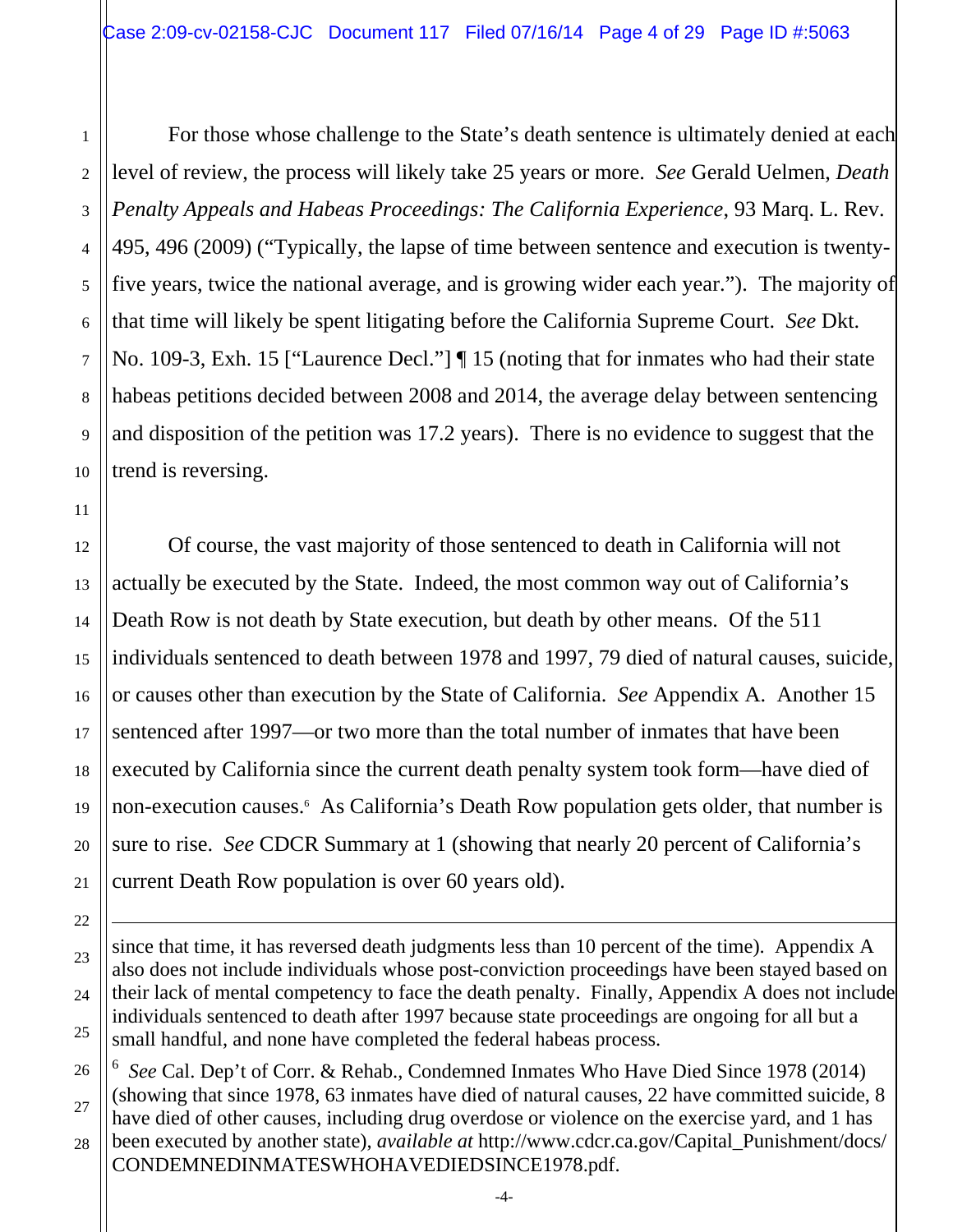For those whose challenge to the State's death sentence is ultimately denied at each level of review, the process will likely take 25 years or more. *See* Gerald Uelmen, *Death Penalty Appeals and Habeas Proceedings: The California Experience*, 93 Marq. L. Rev. 495, 496 (2009) ("Typically, the lapse of time between sentence and execution is twenty-five years, twice the national average, and is growing wider each year."). The majority of that time will likely be spent litigating before the California Supreme Court. *See* Dkt. No. 109-3, Exh. 15 ["Laurence Decl."] ¶ 15 (noting that for inmates who had their state habeas petitions decided between 2008 and 2014, the average delay between sentencing and disposition of the petition was 17.2 years). There is no evidence to suggest that the trend is reversing.

Of course, the vast majority of those sentenced to death in California will not actually be executed by the State. Indeed, the most common way out of California's Death Row is not death by State execution, but death by other means. Of the 511 individuals sentenced to death between 1978 and 1997, 79 died of natural causes, suicide, or causes other than execution by the State of California. *See* Appendix A. Another 15 sentenced after 1997—or two more than the total number of inmates that have been executed by California since the current death penalty system took form—have died of non-execution causes.[6] As California's Death Row population gets older, that number is sure to rise. *See* CDCR Summary at 1 (showing that nearly 20 percent of California's current Death Row population is over 60 years old).

---

since that time, it has reversed death judgments less than 10 percent of the time). Appendix A also does not include individuals whose post-conviction proceedings have been stayed based on their lack of mental competency to face the death penalty. Finally, Appendix A does not include individuals sentenced to death after 1997 because state proceedings are ongoing for all but a small handful, and none have completed the federal habeas process.

[6] *See* Cal. Dep't of Corr. & Rehab., Condemned Inmates Who Have Died Since 1978 (2014) (showing that since 1978, 63 inmates have died of natural causes, 22 have committed suicide, 8 have died of other causes, including drug overdose or violence on the exercise yard, and 1 has been executed by another state), *available at* http://www.cdcr.ca.gov/Capital_Punishment/docs/CONDEMNEDINMATESWHOHAVEDIEDSINCE1978.pdf.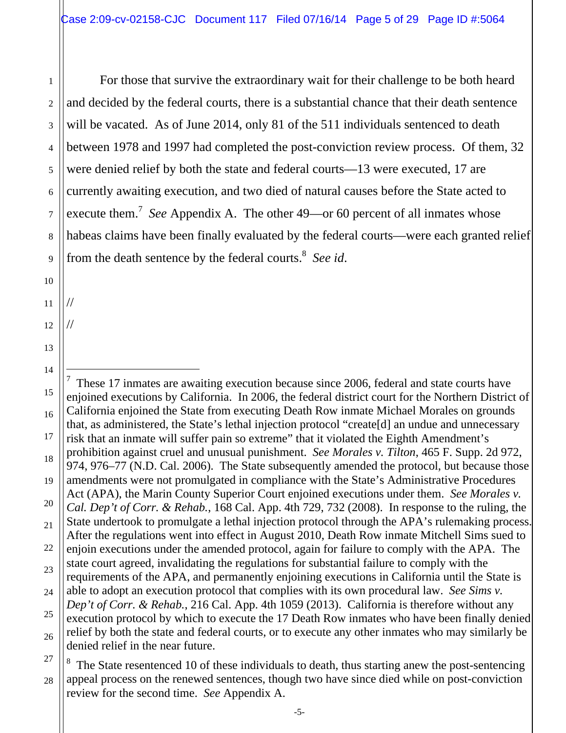For those that survive the extraordinary wait for their challenge to be both heard and decided by the federal courts, there is a substantial chance that their death sentence will be vacated. As of June 2014, only 81 of the 511 individuals sentenced to death between 1978 and 1997 had completed the post-conviction review process. Of them, 32 were denied relief by both the state and federal courts—13 were executed, 17 are currently awaiting execution, and two died of natural causes before the State acted to execute them.[7] *See* Appendix A. The other 49—or 60 percent of all inmates whose habeas claims have been finally evaluated by the federal courts—were each granted relief from the death sentence by the federal courts.[8] *See id*.

//

//

---

[7] These 17 inmates are awaiting execution because since 2006, federal and state courts have enjoined executions by California. In 2006, the federal district court for the Northern District of California enjoined the State from executing Death Row inmate Michael Morales on grounds that, as administered, the State's lethal injection protocol "create[d] an undue and unnecessary risk that an inmate will suffer pain so extreme" that it violated the Eighth Amendment's prohibition against cruel and unusual punishment. *See Morales v. Tilton*, 465 F. Supp. 2d 972, 974, 976–77 (N.D. Cal. 2006). The State subsequently amended the protocol, but because those amendments were not promulgated in compliance with the State's Administrative Procedures Act (APA), the Marin County Superior Court enjoined executions under them. *See Morales v. Cal. Dep't of Corr. & Rehab.*, 168 Cal. App. 4th 729, 732 (2008). In response to the ruling, the State undertook to promulgate a lethal injection protocol through the APA's rulemaking process. After the regulations went into effect in August 2010, Death Row inmate Mitchell Sims sued to enjoin executions under the amended protocol, again for failure to comply with the APA. The state court agreed, invalidating the regulations for substantial failure to comply with the requirements of the APA, and permanently enjoining executions in California until the State is able to adopt an execution protocol that complies with its own procedural law. *See Sims v. Dep't of Corr. & Rehab.*, 216 Cal. App. 4th 1059 (2013). California is therefore without any execution protocol by which to execute the 17 Death Row inmates who have been finally denied relief by both the state and federal courts, or to execute any other inmates who may similarly be denied relief in the near future.

[8] The State resentenced 10 of these individuals to death, thus starting anew the post-sentencing appeal process on the renewed sentences, though two have since died while on post-conviction review for the second time. *See* Appendix A.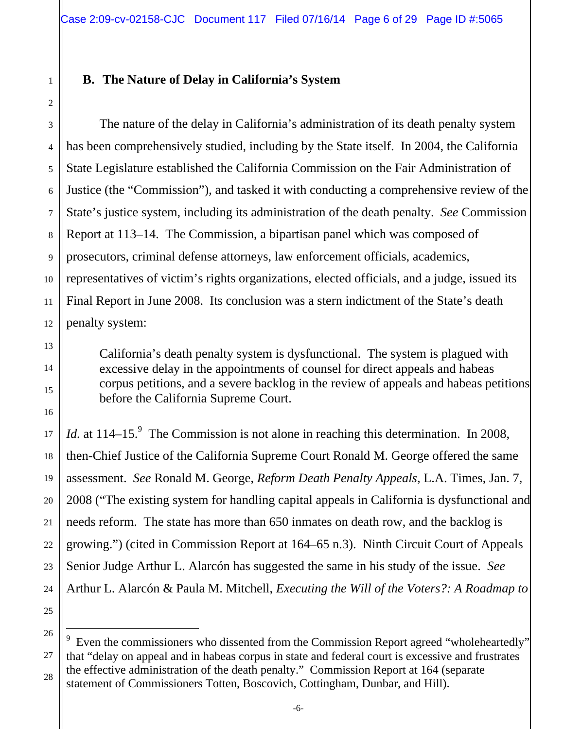### B. The Nature of Delay in California's System

The nature of the delay in California's administration of its death penalty system has been comprehensively studied, including by the State itself. In 2004, the California State Legislature established the California Commission on the Fair Administration of Justice (the "Commission"), and tasked it with conducting a comprehensive review of the State's justice system, including its administration of the death penalty. *See* Commission Report at 113–14. The Commission, a bipartisan panel which was composed of prosecutors, criminal defense attorneys, law enforcement officials, academics, representatives of victim's rights organizations, elected officials, and a judge, issued its Final Report in June 2008. Its conclusion was a stern indictment of the State's death penalty system:

> California's death penalty system is dysfunctional. The system is plagued with excessive delay in the appointments of counsel for direct appeals and habeas corpus petitions, and a severe backlog in the review of appeals and habeas petitions before the California Supreme Court.

*Id.* at 114–15.[9] The Commission is not alone in reaching this determination. In 2008, then-Chief Justice of the California Supreme Court Ronald M. George offered the same assessment. *See* Ronald M. George, *Reform Death Penalty Appeals*, L.A. Times, Jan. 7, 2008 ("The existing system for handling capital appeals in California is dysfunctional and needs reform. The state has more than 650 inmates on death row, and the backlog is growing.") (cited in Commission Report at 164–65 n.3). Ninth Circuit Court of Appeals Senior Judge Arthur L. Alarcón has suggested the same in his study of the issue. *See* Arthur L. Alarcón & Paula M. Mitchell, *Executing the Will of the Voters?: A Roadmap to*

---

[9] Even the commissioners who dissented from the Commission Report agreed "wholeheartedly" that "delay on appeal and in habeas corpus in state and federal court is excessive and frustrates the effective administration of the death penalty." Commission Report at 164 (separate statement of Commissioners Totten, Boscovich, Cottingham, Dunbar, and Hill).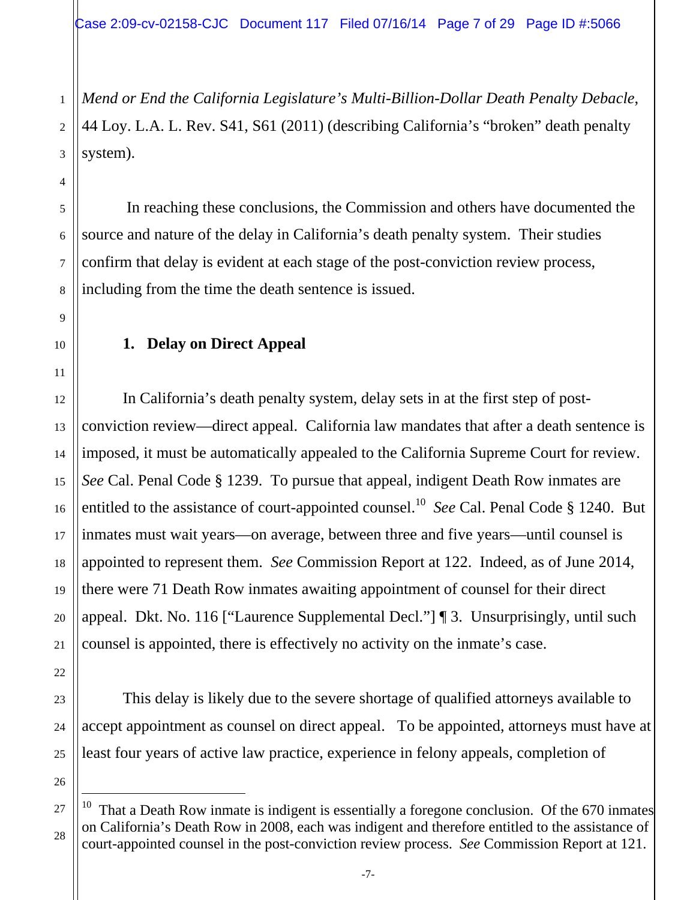*Mend or End the California Legislature's Multi-Billion-Dollar Death Penalty Debacle,* 44 Loy. L.A. L. Rev. S41, S61 (2011) (describing California's "broken" death penalty system).

In reaching these conclusions, the Commission and others have documented the source and nature of the delay in California's death penalty system. Their studies confirm that delay is evident at each stage of the post-conviction review process, including from the time the death sentence is issued.

**1. Delay on Direct Appeal**

In California's death penalty system, delay sets in at the first step of post-conviction review—direct appeal. California law mandates that after a death sentence is imposed, it must be automatically appealed to the California Supreme Court for review. *See* Cal. Penal Code § 1239. To pursue that appeal, indigent Death Row inmates are entitled to the assistance of court-appointed counsel.[10] *See* Cal. Penal Code § 1240. But inmates must wait years—on average, between three and five years—until counsel is appointed to represent them. *See* Commission Report at 122. Indeed, as of June 2014, there were 71 Death Row inmates awaiting appointment of counsel for their direct appeal. Dkt. No. 116 ["Laurence Supplemental Decl."] ¶ 3. Unsurprisingly, until such counsel is appointed, there is effectively no activity on the inmate's case.

This delay is likely due to the severe shortage of qualified attorneys available to accept appointment as counsel on direct appeal. To be appointed, attorneys must have at least four years of active law practice, experience in felony appeals, completion of

[10] That a Death Row inmate is indigent is essentially a foregone conclusion. Of the 670 inmates on California's Death Row in 2008, each was indigent and therefore entitled to the assistance of court-appointed counsel in the post-conviction review process. *See* Commission Report at 121.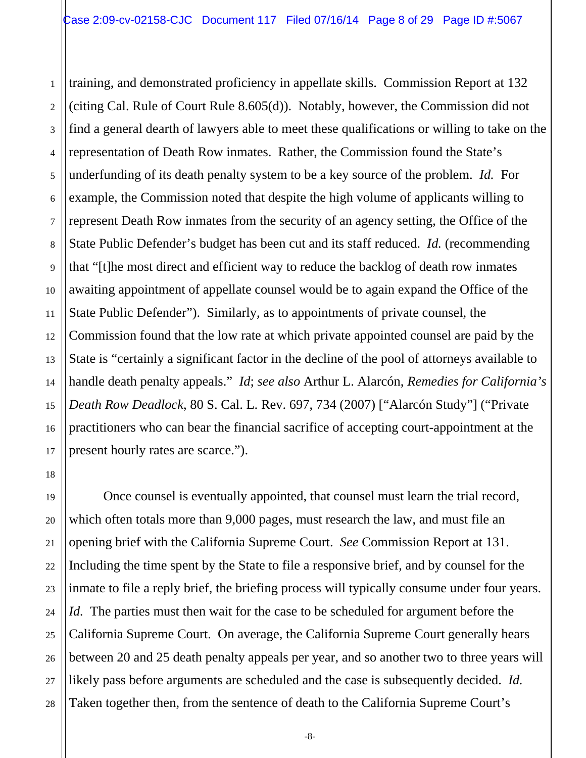training, and demonstrated proficiency in appellate skills. Commission Report at 132 (citing Cal. Rule of Court Rule 8.605(d)). Notably, however, the Commission did not find a general dearth of lawyers able to meet these qualifications or willing to take on the representation of Death Row inmates. Rather, the Commission found the State's underfunding of its death penalty system to be a key source of the problem. *Id.* For example, the Commission noted that despite the high volume of applicants willing to represent Death Row inmates from the security of an agency setting, the Office of the State Public Defender's budget has been cut and its staff reduced. *Id.* (recommending that "[t]he most direct and efficient way to reduce the backlog of death row inmates awaiting appointment of appellate counsel would be to again expand the Office of the State Public Defender"). Similarly, as to appointments of private counsel, the Commission found that the low rate at which private appointed counsel are paid by the State is "certainly a significant factor in the decline of the pool of attorneys available to handle death penalty appeals." *Id*; *see also* Arthur L. Alarcón, *Remedies for California's Death Row Deadlock*, 80 S. Cal. L. Rev. 697, 734 (2007) ["Alarcón Study"] ("Private practitioners who can bear the financial sacrifice of accepting court-appointment at the present hourly rates are scarce.").

Once counsel is eventually appointed, that counsel must learn the trial record, which often totals more than 9,000 pages, must research the law, and must file an opening brief with the California Supreme Court. *See* Commission Report at 131. Including the time spent by the State to file a responsive brief, and by counsel for the inmate to file a reply brief, the briefing process will typically consume under four years. *Id.* The parties must then wait for the case to be scheduled for argument before the California Supreme Court. On average, the California Supreme Court generally hears between 20 and 25 death penalty appeals per year, and so another two to three years will likely pass before arguments are scheduled and the case is subsequently decided. *Id.* Taken together then, from the sentence of death to the California Supreme Court's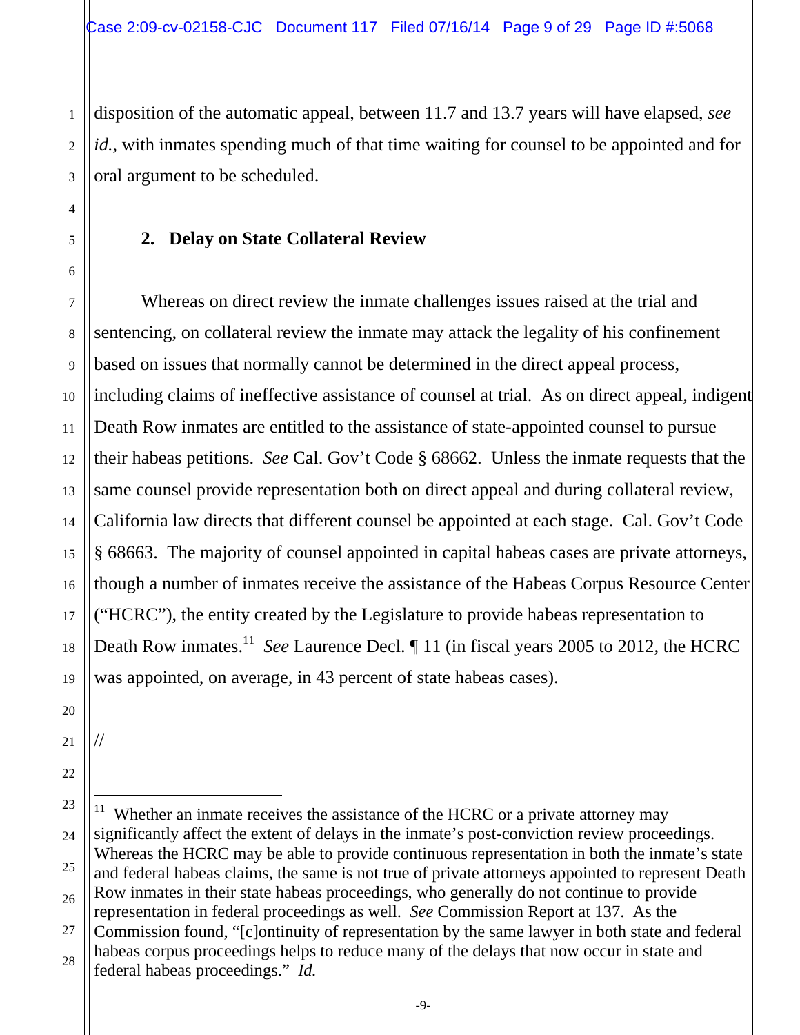disposition of the automatic appeal, between 11.7 and 13.7 years will have elapsed, *see id.*, with inmates spending much of that time waiting for counsel to be appointed and for oral argument to be scheduled.

### 2. Delay on State Collateral Review

Whereas on direct review the inmate challenges issues raised at the trial and sentencing, on collateral review the inmate may attack the legality of his confinement based on issues that normally cannot be determined in the direct appeal process, including claims of ineffective assistance of counsel at trial. As on direct appeal, indigent Death Row inmates are entitled to the assistance of state-appointed counsel to pursue their habeas petitions. *See* Cal. Gov't Code § 68662. Unless the inmate requests that the same counsel provide representation both on direct appeal and during collateral review, California law directs that different counsel be appointed at each stage. Cal. Gov't Code § 68663. The majority of counsel appointed in capital habeas cases are private attorneys, though a number of inmates receive the assistance of the Habeas Corpus Resource Center ("HCRC"), the entity created by the Legislature to provide habeas representation to Death Row inmates.[11] *See* Laurence Decl. ¶ 11 (in fiscal years 2005 to 2012, the HCRC was appointed, on average, in 43 percent of state habeas cases).

//

---

[11] Whether an inmate receives the assistance of the HCRC or a private attorney may significantly affect the extent of delays in the inmate's post-conviction review proceedings. Whereas the HCRC may be able to provide continuous representation in both the inmate's state and federal habeas claims, the same is not true of private attorneys appointed to represent Death Row inmates in their state habeas proceedings, who generally do not continue to provide representation in federal proceedings as well. *See* Commission Report at 137. As the Commission found, "[c]ontinuity of representation by the same lawyer in both state and federal habeas corpus proceedings helps to reduce many of the delays that now occur in state and federal habeas proceedings." *Id.*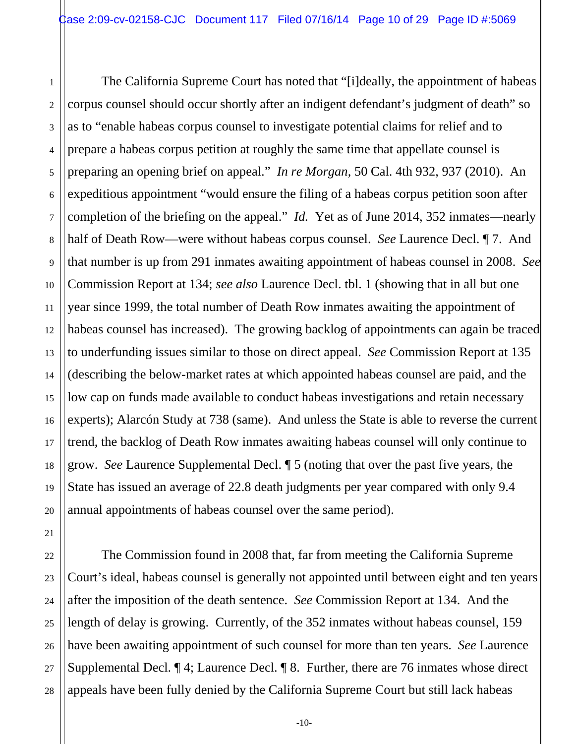The California Supreme Court has noted that "[i]deally, the appointment of habeas corpus counsel should occur shortly after an indigent defendant's judgment of death" so as to "enable habeas corpus counsel to investigate potential claims for relief and to prepare a habeas corpus petition at roughly the same time that appellate counsel is preparing an opening brief on appeal." *In re Morgan*, 50 Cal. 4th 932, 937 (2010). An expeditious appointment "would ensure the filing of a habeas corpus petition soon after completion of the briefing on the appeal." *Id.* Yet as of June 2014, 352 inmates—nearly half of Death Row—were without habeas corpus counsel. *See* Laurence Decl. ¶ 7. And that number is up from 291 inmates awaiting appointment of habeas counsel in 2008. *See* Commission Report at 134; *see also* Laurence Decl. tbl. 1 (showing that in all but one year since 1999, the total number of Death Row inmates awaiting the appointment of habeas counsel has increased). The growing backlog of appointments can again be traced to underfunding issues similar to those on direct appeal. *See* Commission Report at 135 (describing the below-market rates at which appointed habeas counsel are paid, and the low cap on funds made available to conduct habeas investigations and retain necessary experts); Alarcón Study at 738 (same). And unless the State is able to reverse the current trend, the backlog of Death Row inmates awaiting habeas counsel will only continue to grow. *See* Laurence Supplemental Decl. ¶ 5 (noting that over the past five years, the State has issued an average of 22.8 death judgments per year compared with only 9.4 annual appointments of habeas counsel over the same period).

The Commission found in 2008 that, far from meeting the California Supreme Court's ideal, habeas counsel is generally not appointed until between eight and ten years after the imposition of the death sentence. *See* Commission Report at 134. And the length of delay is growing. Currently, of the 352 inmates without habeas counsel, 159 have been awaiting appointment of such counsel for more than ten years. *See* Laurence Supplemental Decl. ¶ 4; Laurence Decl. ¶ 8. Further, there are 76 inmates whose direct appeals have been fully denied by the California Supreme Court but still lack habeas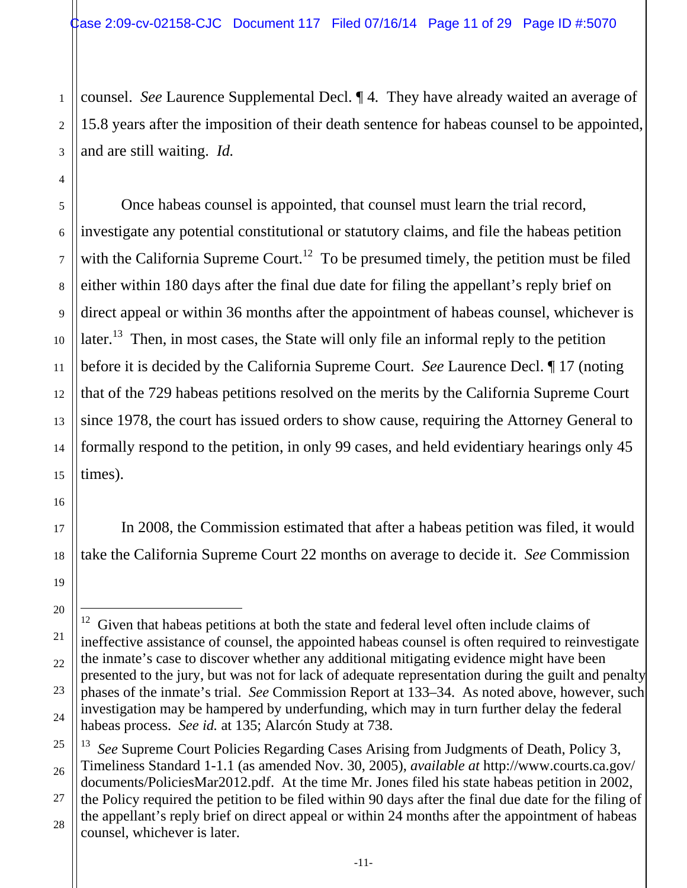counsel. *See* Laurence Supplemental Decl. ¶ 4. They have already waited an average of 15.8 years after the imposition of their death sentence for habeas counsel to be appointed, and are still waiting. *Id.*

Once habeas counsel is appointed, that counsel must learn the trial record, investigate any potential constitutional or statutory claims, and file the habeas petition with the California Supreme Court.[12] To be presumed timely, the petition must be filed either within 180 days after the final due date for filing the appellant's reply brief on direct appeal or within 36 months after the appointment of habeas counsel, whichever is later.[13] Then, in most cases, the State will only file an informal reply to the petition before it is decided by the California Supreme Court. *See* Laurence Decl. ¶ 17 (noting that of the 729 habeas petitions resolved on the merits by the California Supreme Court since 1978, the court has issued orders to show cause, requiring the Attorney General to formally respond to the petition, in only 99 cases, and held evidentiary hearings only 45 times).

In 2008, the Commission estimated that after a habeas petition was filed, it would take the California Supreme Court 22 months on average to decide it. *See* Commission

---

[12] Given that habeas petitions at both the state and federal level often include claims of ineffective assistance of counsel, the appointed habeas counsel is often required to reinvestigate the inmate's case to discover whether any additional mitigating evidence might have been presented to the jury, but was not for lack of adequate representation during the guilt and penalty phases of the inmate's trial. *See* Commission Report at 133–34. As noted above, however, such investigation may be hampered by underfunding, which may in turn further delay the federal habeas process. *See id.* at 135; Alarcón Study at 738.

[13] *See* Supreme Court Policies Regarding Cases Arising from Judgments of Death, Policy 3, Timeliness Standard 1-1.1 (as amended Nov. 30, 2005), *available at* http://www.courts.ca.gov/documents/PoliciesMar2012.pdf. At the time Mr. Jones filed his state habeas petition in 2002, the Policy required the petition to be filed within 90 days after the final due date for the filing of the appellant's reply brief on direct appeal or within 24 months after the appointment of habeas counsel, whichever is later.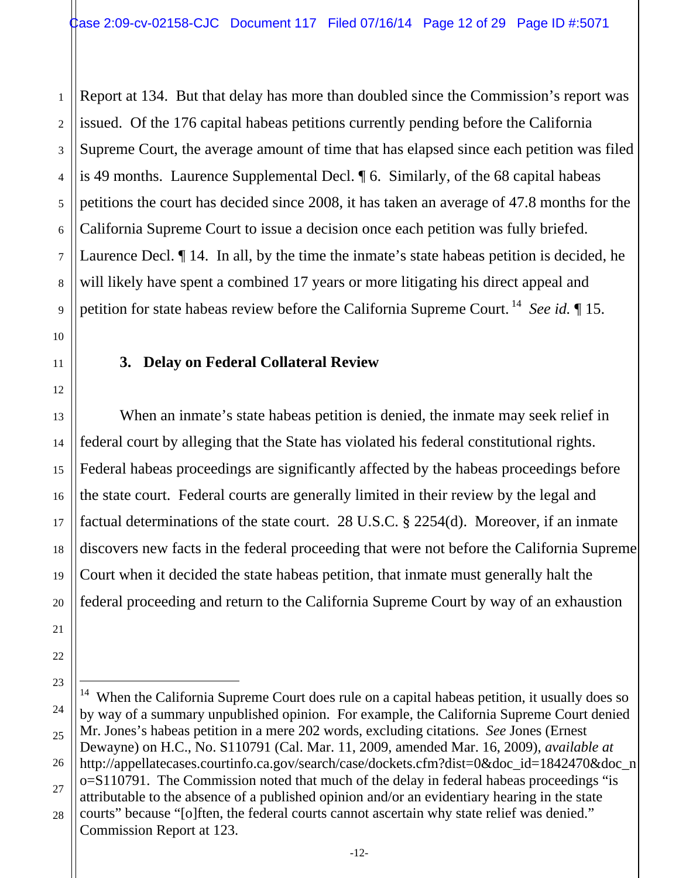Report at 134. But that delay has more than doubled since the Commission's report was issued. Of the 176 capital habeas petitions currently pending before the California Supreme Court, the average amount of time that has elapsed since each petition was filed is 49 months. Laurence Supplemental Decl. ¶ 6. Similarly, of the 68 capital habeas petitions the court has decided since 2008, it has taken an average of 47.8 months for the California Supreme Court to issue a decision once each petition was fully briefed. Laurence Decl. ¶ 14. In all, by the time the inmate's state habeas petition is decided, he will likely have spent a combined 17 years or more litigating his direct appeal and petition for state habeas review before the California Supreme Court.[14] *See id.* ¶ 15.

### 3. Delay on Federal Collateral Review

When an inmate's state habeas petition is denied, the inmate may seek relief in federal court by alleging that the State has violated his federal constitutional rights. Federal habeas proceedings are significantly affected by the habeas proceedings before the state court. Federal courts are generally limited in their review by the legal and factual determinations of the state court. 28 U.S.C. § 2254(d). Moreover, if an inmate discovers new facts in the federal proceeding that were not before the California Supreme Court when it decided the state habeas petition, that inmate must generally halt the federal proceeding and return to the California Supreme Court by way of an exhaustion

---

[14] When the California Supreme Court does rule on a capital habeas petition, it usually does so by way of a summary unpublished opinion. For example, the California Supreme Court denied Mr. Jones's habeas petition in a mere 202 words, excluding citations. *See* Jones (Ernest Dewayne) on H.C., No. S110791 (Cal. Mar. 11, 2009, amended Mar. 16, 2009), *available at* http://appellatecases.courtinfo.ca.gov/search/case/dockets.cfm?dist=0&doc_id=1842470&doc_no=S110791. The Commission noted that much of the delay in federal habeas proceedings "is attributable to the absence of a published opinion and/or an evidentiary hearing in the state courts" because "[o]ften, the federal courts cannot ascertain why state relief was denied." Commission Report at 123.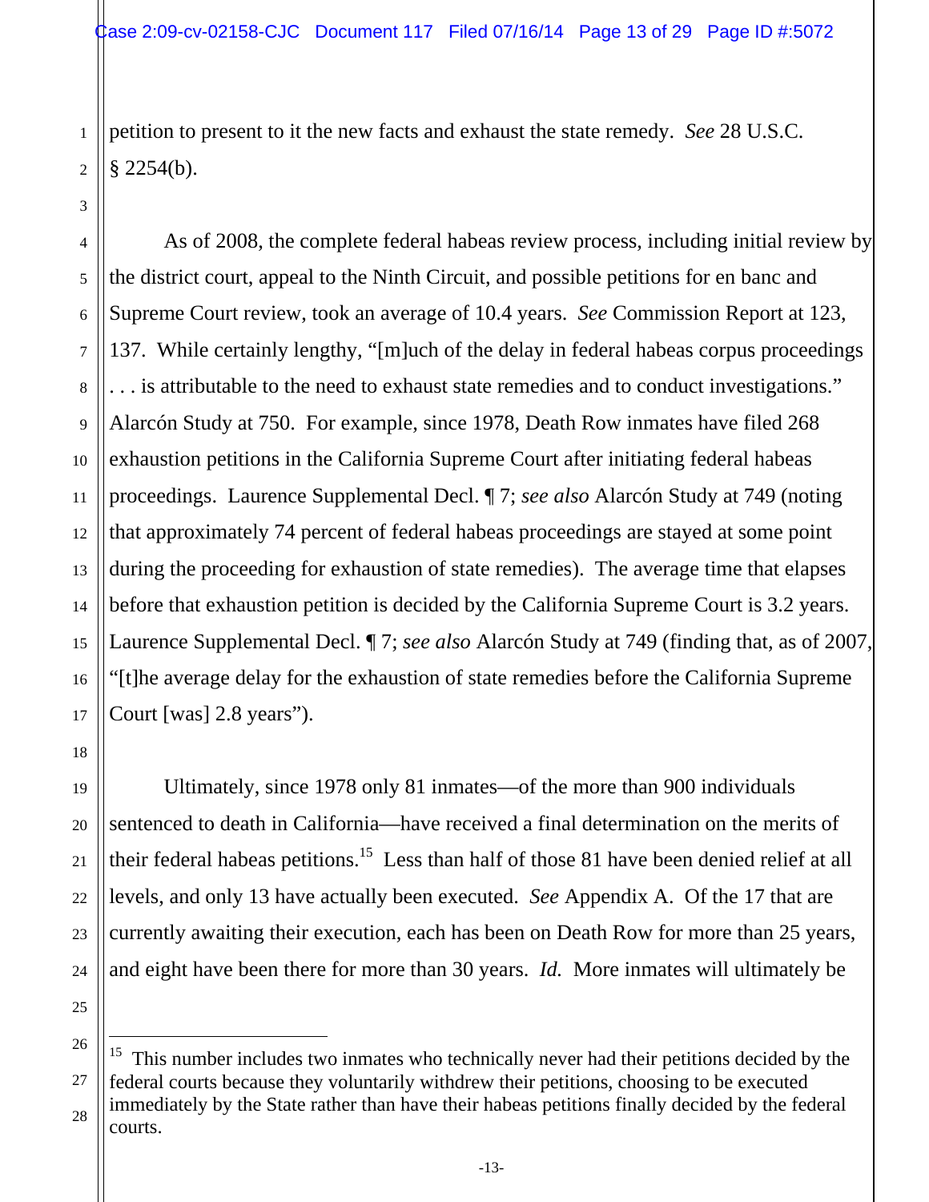petition to present to it the new facts and exhaust the state remedy. *See* 28 U.S.C. § 2254(b).

As of 2008, the complete federal habeas review process, including initial review by the district court, appeal to the Ninth Circuit, and possible petitions for en banc and Supreme Court review, took an average of 10.4 years. *See* Commission Report at 123, 137. While certainly lengthy, "[m]uch of the delay in federal habeas corpus proceedings . . . is attributable to the need to exhaust state remedies and to conduct investigations." Alarcón Study at 750. For example, since 1978, Death Row inmates have filed 268 exhaustion petitions in the California Supreme Court after initiating federal habeas proceedings. Laurence Supplemental Decl. ¶ 7; *see also* Alarcón Study at 749 (noting that approximately 74 percent of federal habeas proceedings are stayed at some point during the proceeding for exhaustion of state remedies). The average time that elapses before that exhaustion petition is decided by the California Supreme Court is 3.2 years. Laurence Supplemental Decl. ¶ 7; *see also* Alarcón Study at 749 (finding that, as of 2007, "[t]he average delay for the exhaustion of state remedies before the California Supreme Court [was] 2.8 years").

Ultimately, since 1978 only 81 inmates—of the more than 900 individuals sentenced to death in California—have received a final determination on the merits of their federal habeas petitions.[15] Less than half of those 81 have been denied relief at all levels, and only 13 have actually been executed. *See* Appendix A. Of the 17 that are currently awaiting their execution, each has been on Death Row for more than 25 years, and eight have been there for more than 30 years. *Id.* More inmates will ultimately be

---

[15] This number includes two inmates who technically never had their petitions decided by the federal courts because they voluntarily withdrew their petitions, choosing to be executed immediately by the State rather than have their habeas petitions finally decided by the federal courts.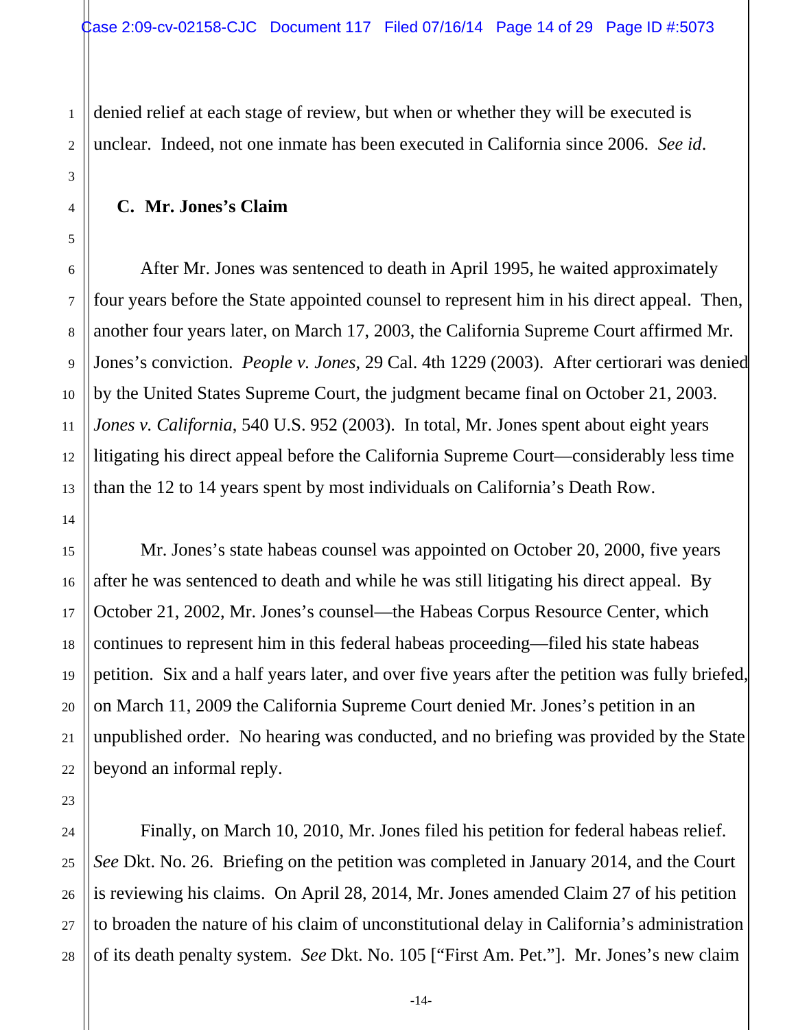denied relief at each stage of review, but when or whether they will be executed is unclear. Indeed, not one inmate has been executed in California since 2006. *See id*.

### C. Mr. Jones's Claim

After Mr. Jones was sentenced to death in April 1995, he waited approximately four years before the State appointed counsel to represent him in his direct appeal. Then, another four years later, on March 17, 2003, the California Supreme Court affirmed Mr. Jones's conviction. *People v. Jones*, 29 Cal. 4th 1229 (2003). After certiorari was denied by the United States Supreme Court, the judgment became final on October 21, 2003. *Jones v. California*, 540 U.S. 952 (2003). In total, Mr. Jones spent about eight years litigating his direct appeal before the California Supreme Court—considerably less time than the 12 to 14 years spent by most individuals on California's Death Row.

Mr. Jones's state habeas counsel was appointed on October 20, 2000, five years after he was sentenced to death and while he was still litigating his direct appeal. By October 21, 2002, Mr. Jones's counsel—the Habeas Corpus Resource Center, which continues to represent him in this federal habeas proceeding—filed his state habeas petition. Six and a half years later, and over five years after the petition was fully briefed, on March 11, 2009 the California Supreme Court denied Mr. Jones's petition in an unpublished order. No hearing was conducted, and no briefing was provided by the State beyond an informal reply.

Finally, on March 10, 2010, Mr. Jones filed his petition for federal habeas relief. *See* Dkt. No. 26. Briefing on the petition was completed in January 2014, and the Court is reviewing his claims. On April 28, 2014, Mr. Jones amended Claim 27 of his petition to broaden the nature of his claim of unconstitutional delay in California's administration of its death penalty system. *See* Dkt. No. 105 ["First Am. Pet."]. Mr. Jones's new claim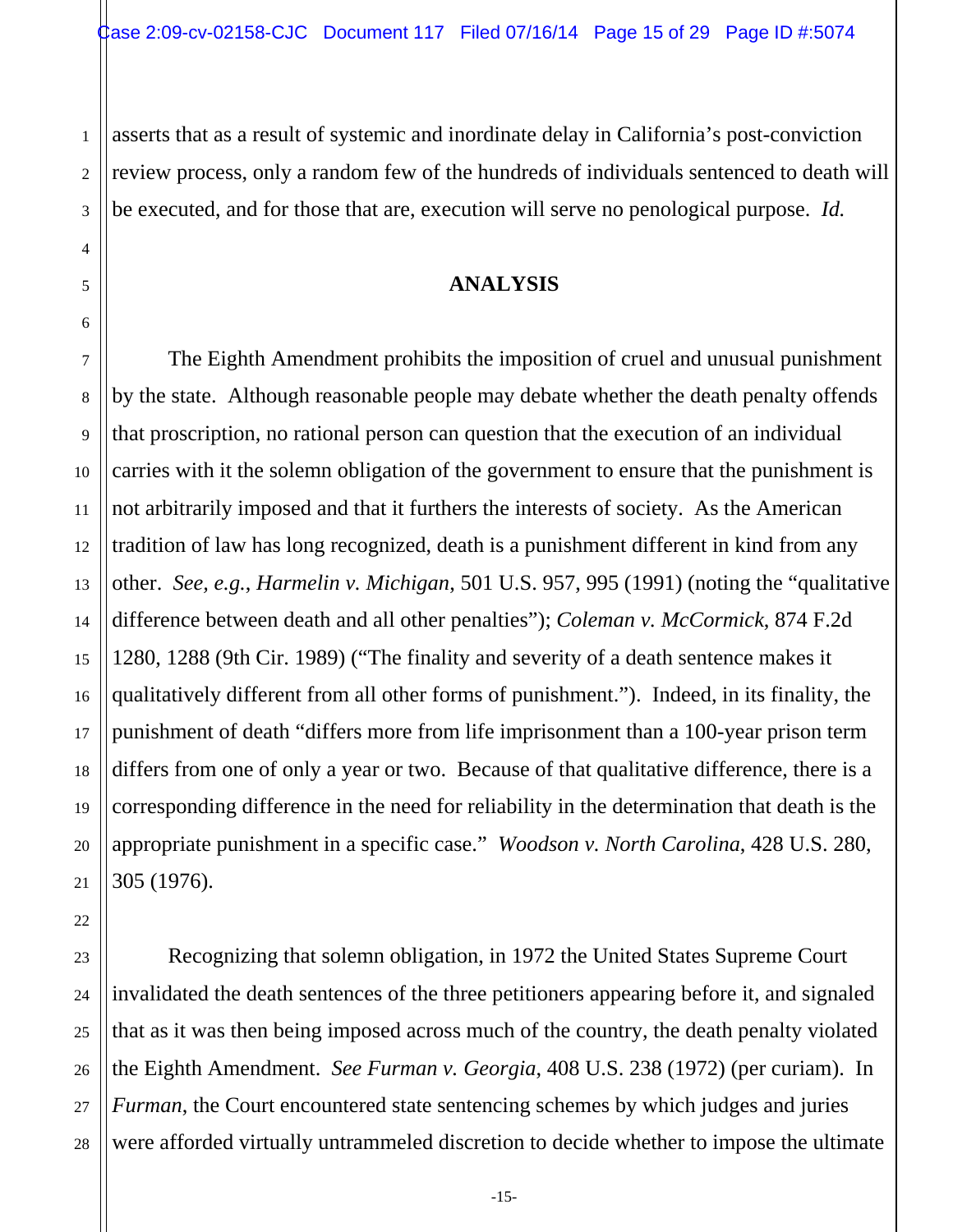asserts that as a result of systemic and inordinate delay in California's post-conviction review process, only a random few of the hundreds of individuals sentenced to death will be executed, and for those that are, execution will serve no penological purpose. *Id.*

## ANALYSIS

The Eighth Amendment prohibits the imposition of cruel and unusual punishment by the state. Although reasonable people may debate whether the death penalty offends that proscription, no rational person can question that the execution of an individual carries with it the solemn obligation of the government to ensure that the punishment is not arbitrarily imposed and that it furthers the interests of society. As the American tradition of law has long recognized, death is a punishment different in kind from any other. *See, e.g.*, *Harmelin v. Michigan*, 501 U.S. 957, 995 (1991) (noting the "qualitative difference between death and all other penalties"); *Coleman v. McCormick*, 874 F.2d 1280, 1288 (9th Cir. 1989) ("The finality and severity of a death sentence makes it qualitatively different from all other forms of punishment."). Indeed, in its finality, the punishment of death "differs more from life imprisonment than a 100-year prison term differs from one of only a year or two. Because of that qualitative difference, there is a corresponding difference in the need for reliability in the determination that death is the appropriate punishment in a specific case." *Woodson v. North Carolina*, 428 U.S. 280, 305 (1976).

Recognizing that solemn obligation, in 1972 the United States Supreme Court invalidated the death sentences of the three petitioners appearing before it, and signaled that as it was then being imposed across much of the country, the death penalty violated the Eighth Amendment. *See Furman v. Georgia*, 408 U.S. 238 (1972) (per curiam). In *Furman*, the Court encountered state sentencing schemes by which judges and juries were afforded virtually untrammeled discretion to decide whether to impose the ultimate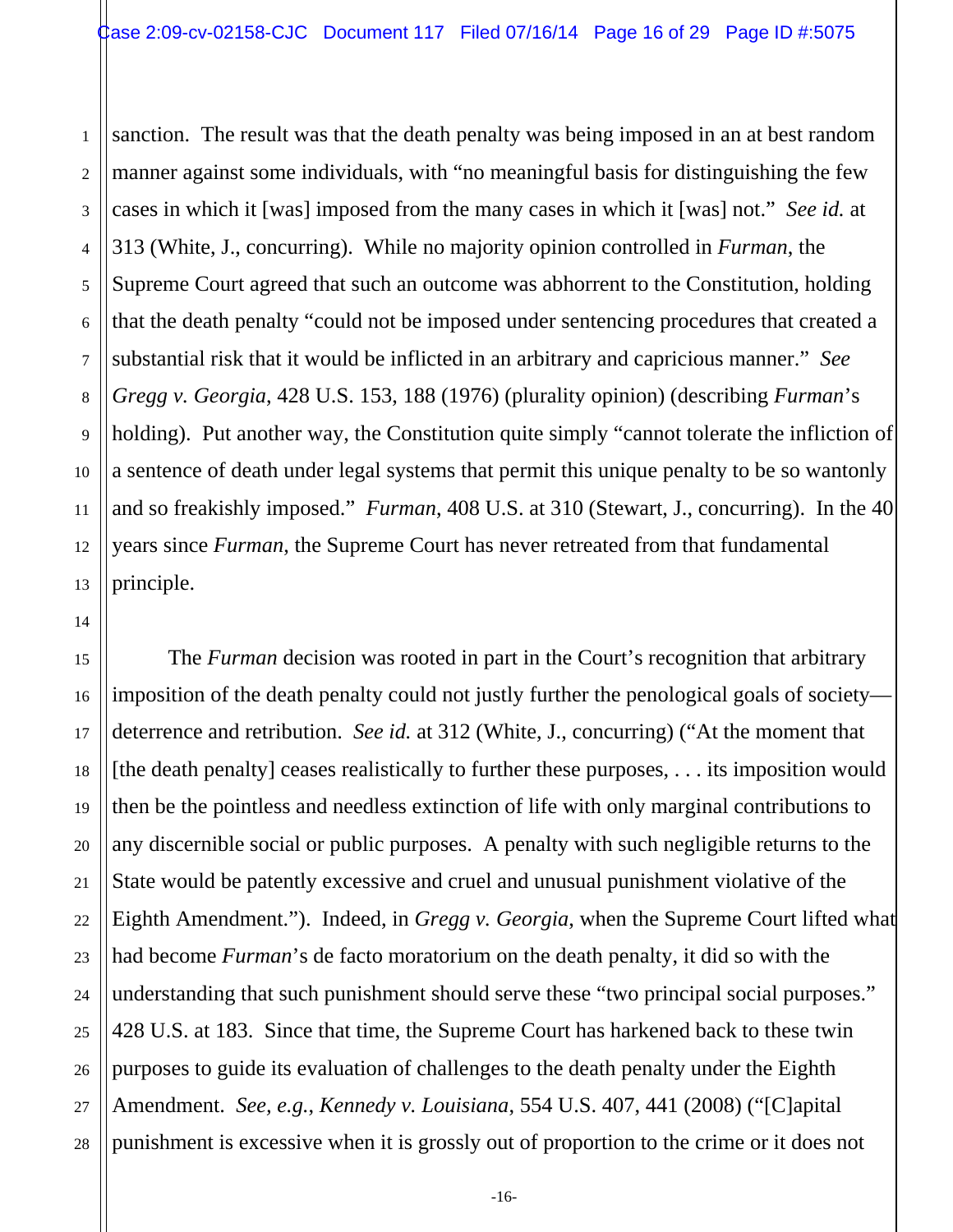sanction. The result was that the death penalty was being imposed in an at best random manner against some individuals, with "no meaningful basis for distinguishing the few cases in which it [was] imposed from the many cases in which it [was] not." *See id.* at 313 (White, J., concurring). While no majority opinion controlled in *Furman*, the Supreme Court agreed that such an outcome was abhorrent to the Constitution, holding that the death penalty "could not be imposed under sentencing procedures that created a substantial risk that it would be inflicted in an arbitrary and capricious manner." *See Gregg v. Georgia*, 428 U.S. 153, 188 (1976) (plurality opinion) (describing *Furman*'s holding). Put another way, the Constitution quite simply "cannot tolerate the infliction of a sentence of death under legal systems that permit this unique penalty to be so wantonly and so freakishly imposed." *Furman*, 408 U.S. at 310 (Stewart, J., concurring). In the 40 years since *Furman*, the Supreme Court has never retreated from that fundamental principle.

The *Furman* decision was rooted in part in the Court's recognition that arbitrary imposition of the death penalty could not justly further the penological goals of society—deterrence and retribution. *See id.* at 312 (White, J., concurring) ("At the moment that [the death penalty] ceases realistically to further these purposes, . . . its imposition would then be the pointless and needless extinction of life with only marginal contributions to any discernible social or public purposes. A penalty with such negligible returns to the State would be patently excessive and cruel and unusual punishment violative of the Eighth Amendment."). Indeed, in *Gregg v. Georgia*, when the Supreme Court lifted what had become *Furman*'s de facto moratorium on the death penalty, it did so with the understanding that such punishment should serve these "two principal social purposes." 428 U.S. at 183. Since that time, the Supreme Court has harkened back to these twin purposes to guide its evaluation of challenges to the death penalty under the Eighth Amendment. *See, e.g.*, *Kennedy v. Louisiana*, 554 U.S. 407, 441 (2008) ("[C]apital punishment is excessive when it is grossly out of proportion to the crime or it does not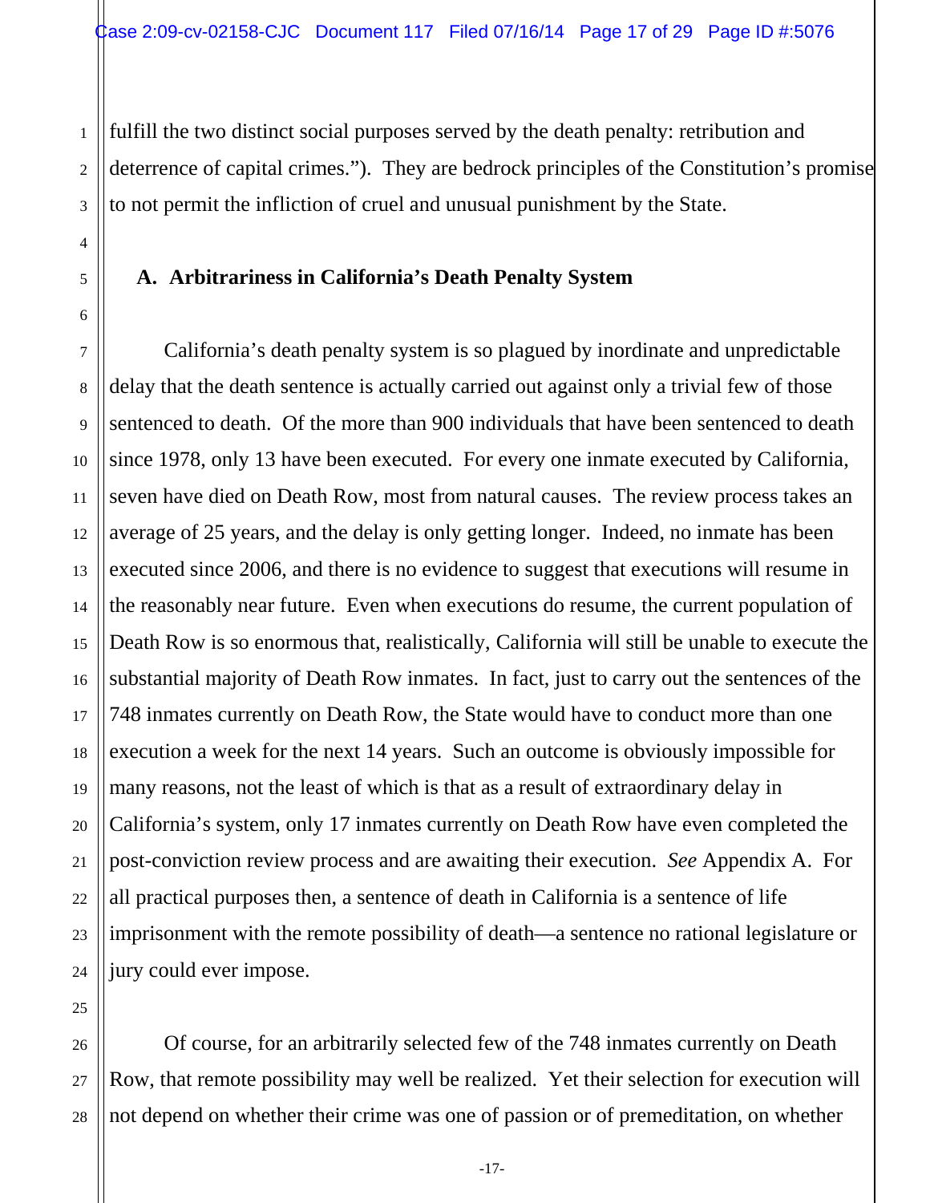fulfill the two distinct social purposes served by the death penalty: retribution and deterrence of capital crimes."). They are bedrock principles of the Constitution's promise to not permit the infliction of cruel and unusual punishment by the State.

**A. Arbitrariness in California's Death Penalty System**

California's death penalty system is so plagued by inordinate and unpredictable delay that the death sentence is actually carried out against only a trivial few of those sentenced to death. Of the more than 900 individuals that have been sentenced to death since 1978, only 13 have been executed. For every one inmate executed by California, seven have died on Death Row, most from natural causes. The review process takes an average of 25 years, and the delay is only getting longer. Indeed, no inmate has been executed since 2006, and there is no evidence to suggest that executions will resume in the reasonably near future. Even when executions do resume, the current population of Death Row is so enormous that, realistically, California will still be unable to execute the substantial majority of Death Row inmates. In fact, just to carry out the sentences of the 748 inmates currently on Death Row, the State would have to conduct more than one execution a week for the next 14 years. Such an outcome is obviously impossible for many reasons, not the least of which is that as a result of extraordinary delay in California's system, only 17 inmates currently on Death Row have even completed the post-conviction review process and are awaiting their execution. *See* Appendix A. For all practical purposes then, a sentence of death in California is a sentence of life imprisonment with the remote possibility of death—a sentence no rational legislature or jury could ever impose.

Of course, for an arbitrarily selected few of the 748 inmates currently on Death Row, that remote possibility may well be realized. Yet their selection for execution will not depend on whether their crime was one of passion or of premeditation, on whether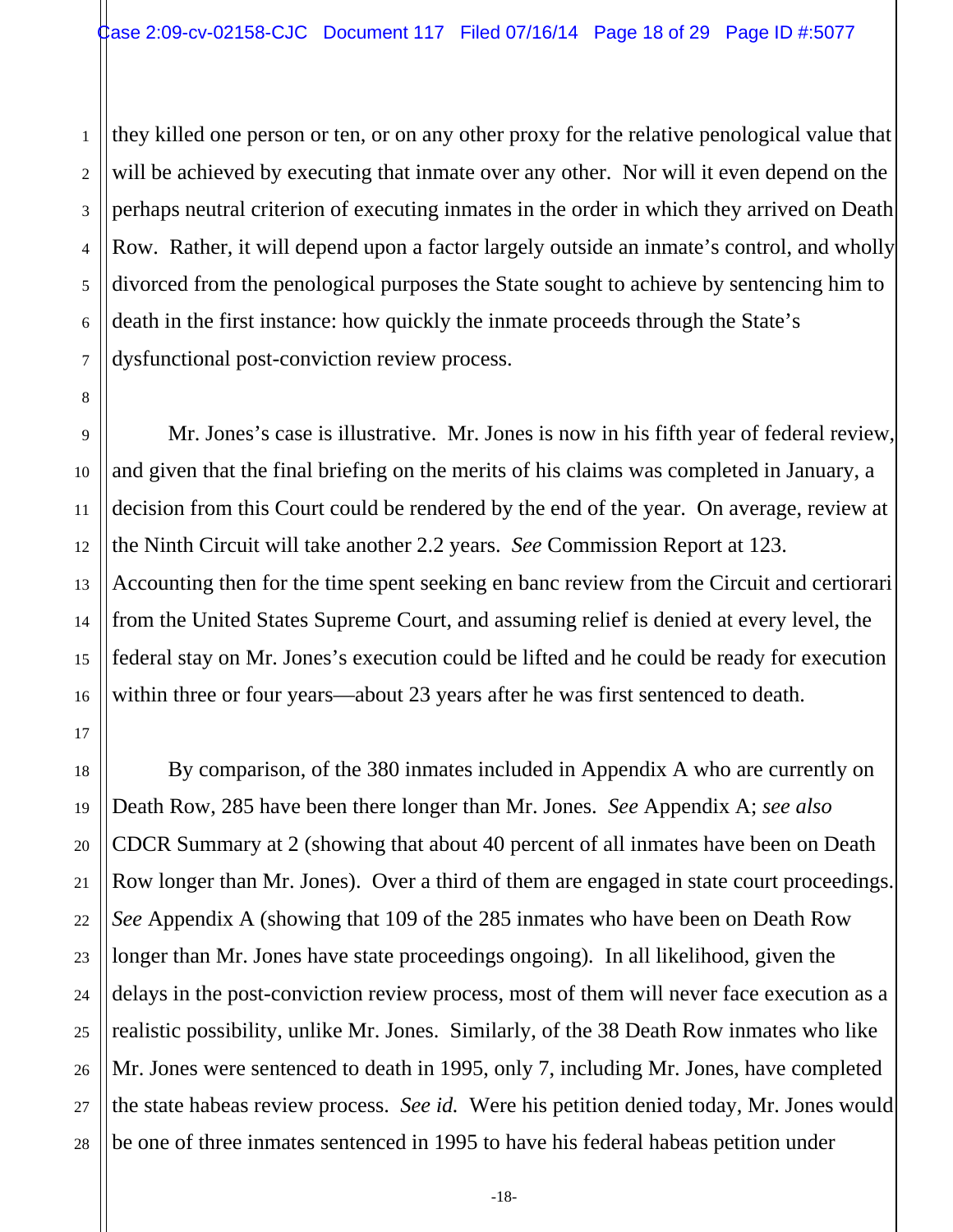they killed one person or ten, or on any other proxy for the relative penological value that will be achieved by executing that inmate over any other. Nor will it even depend on the perhaps neutral criterion of executing inmates in the order in which they arrived on Death Row. Rather, it will depend upon a factor largely outside an inmate's control, and wholly divorced from the penological purposes the State sought to achieve by sentencing him to death in the first instance: how quickly the inmate proceeds through the State's dysfunctional post-conviction review process.

Mr. Jones's case is illustrative. Mr. Jones is now in his fifth year of federal review, and given that the final briefing on the merits of his claims was completed in January, a decision from this Court could be rendered by the end of the year. On average, review at the Ninth Circuit will take another 2.2 years. *See* Commission Report at 123. Accounting then for the time spent seeking en banc review from the Circuit and certiorari from the United States Supreme Court, and assuming relief is denied at every level, the federal stay on Mr. Jones's execution could be lifted and he could be ready for execution within three or four years—about 23 years after he was first sentenced to death.

By comparison, of the 380 inmates included in Appendix A who are currently on Death Row, 285 have been there longer than Mr. Jones. *See* Appendix A; *see also* CDCR Summary at 2 (showing that about 40 percent of all inmates have been on Death Row longer than Mr. Jones). Over a third of them are engaged in state court proceedings. *See* Appendix A (showing that 109 of the 285 inmates who have been on Death Row longer than Mr. Jones have state proceedings ongoing). In all likelihood, given the delays in the post-conviction review process, most of them will never face execution as a realistic possibility, unlike Mr. Jones. Similarly, of the 38 Death Row inmates who like Mr. Jones were sentenced to death in 1995, only 7, including Mr. Jones, have completed the state habeas review process. *See id.* Were his petition denied today, Mr. Jones would be one of three inmates sentenced in 1995 to have his federal habeas petition under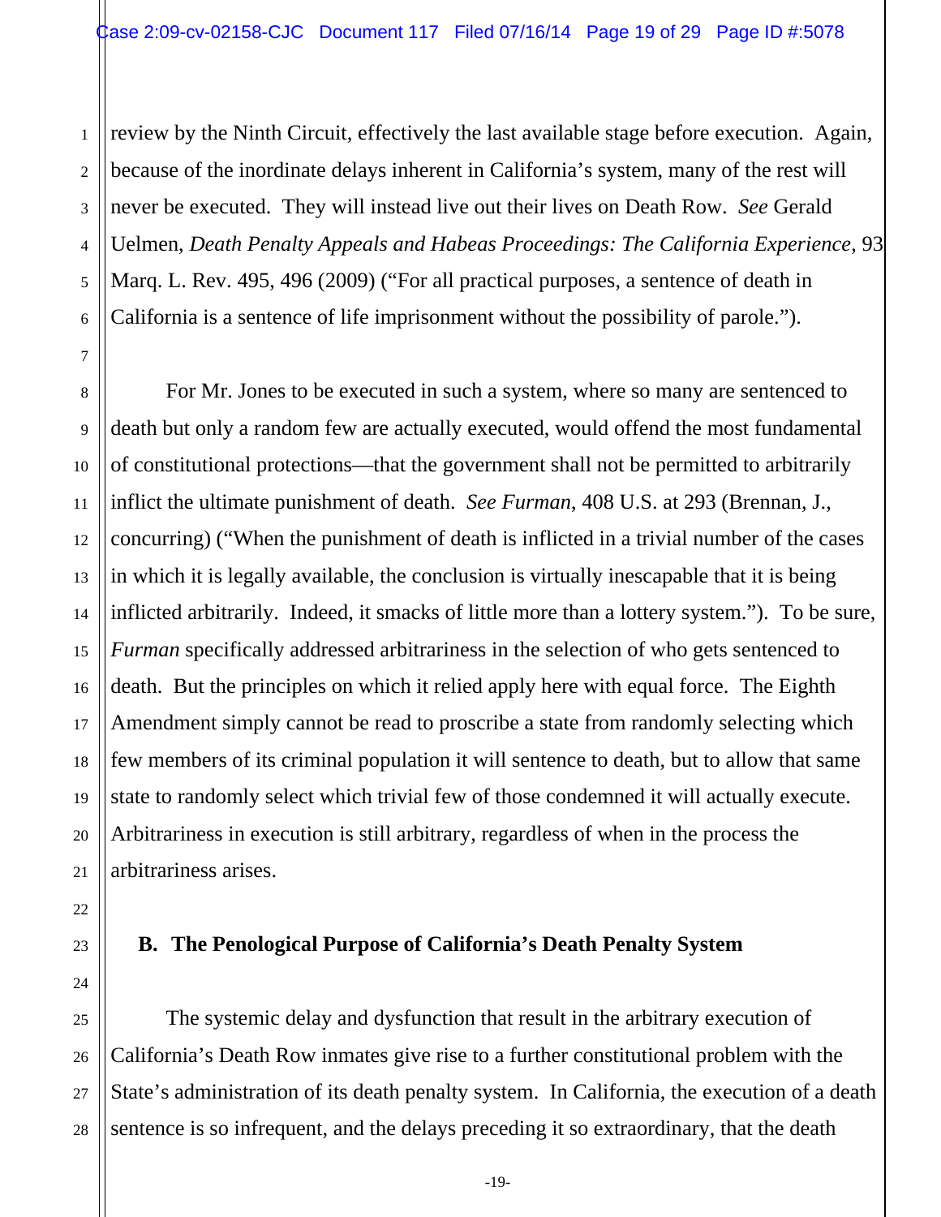review by the Ninth Circuit, effectively the last available stage before execution. Again, because of the inordinate delays inherent in California's system, many of the rest will never be executed. They will instead live out their lives on Death Row. *See* Gerald Uelmen, *Death Penalty Appeals and Habeas Proceedings: The California Experience*, 93 Marq. L. Rev. 495, 496 (2009) ("For all practical purposes, a sentence of death in California is a sentence of life imprisonment without the possibility of parole.").

For Mr. Jones to be executed in such a system, where so many are sentenced to death but only a random few are actually executed, would offend the most fundamental of constitutional protections—that the government shall not be permitted to arbitrarily inflict the ultimate punishment of death. *See Furman*, 408 U.S. at 293 (Brennan, J., concurring) ("When the punishment of death is inflicted in a trivial number of the cases in which it is legally available, the conclusion is virtually inescapable that it is being inflicted arbitrarily. Indeed, it smacks of little more than a lottery system."). To be sure, *Furman* specifically addressed arbitrariness in the selection of who gets sentenced to death. But the principles on which it relied apply here with equal force. The Eighth Amendment simply cannot be read to proscribe a state from randomly selecting which few members of its criminal population it will sentence to death, but to allow that same state to randomly select which trivial few of those condemned it will actually execute. Arbitrariness in execution is still arbitrary, regardless of when in the process the arbitrariness arises.

### B. The Penological Purpose of California's Death Penalty System

The systemic delay and dysfunction that result in the arbitrary execution of California's Death Row inmates give rise to a further constitutional problem with the State's administration of its death penalty system. In California, the execution of a death sentence is so infrequent, and the delays preceding it so extraordinary, that the death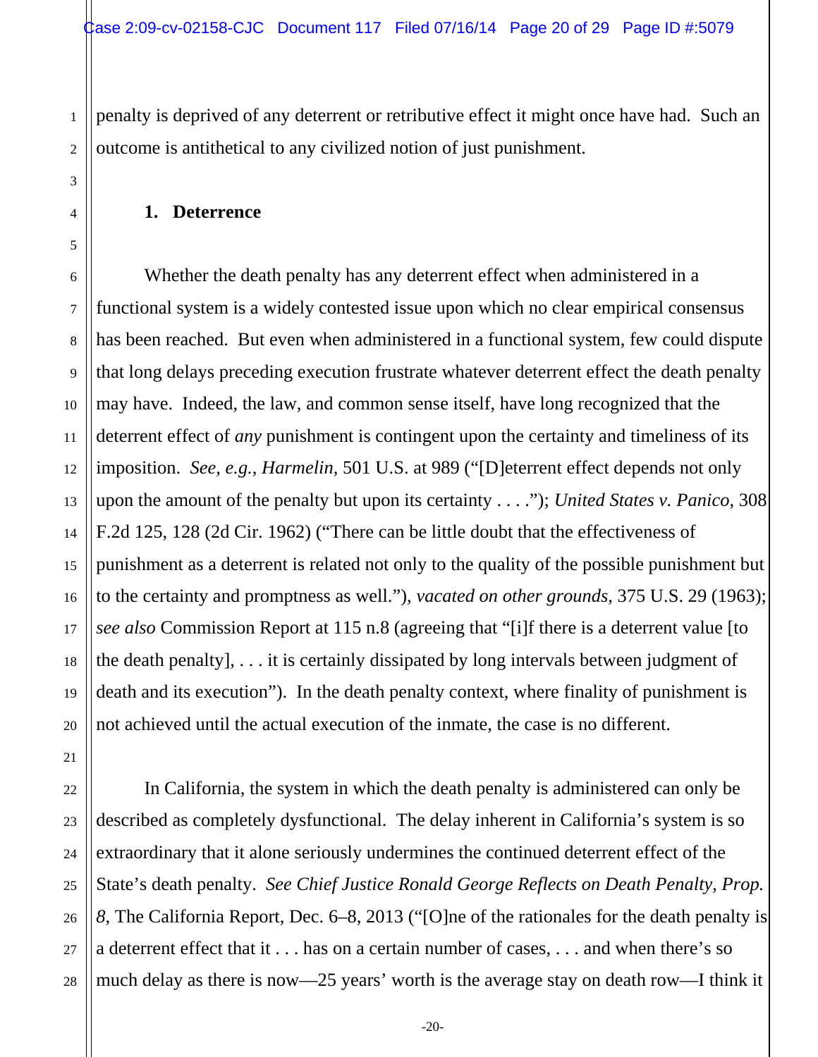penalty is deprived of any deterrent or retributive effect it might once have had. Such an outcome is antithetical to any civilized notion of just punishment.

### 1. Deterrence

Whether the death penalty has any deterrent effect when administered in a functional system is a widely contested issue upon which no clear empirical consensus has been reached. But even when administered in a functional system, few could dispute that long delays preceding execution frustrate whatever deterrent effect the death penalty may have. Indeed, the law, and common sense itself, have long recognized that the deterrent effect of *any* punishment is contingent upon the certainty and timeliness of its imposition. *See, e.g.*, *Harmelin*, 501 U.S. at 989 ("[D]eterrent effect depends not only upon the amount of the penalty but upon its certainty . . . ."); *United States v. Panico*, 308 F.2d 125, 128 (2d Cir. 1962) ("There can be little doubt that the effectiveness of punishment as a deterrent is related not only to the quality of the possible punishment but to the certainty and promptness as well."), *vacated on other grounds*, 375 U.S. 29 (1963); *see also* Commission Report at 115 n.8 (agreeing that "[i]f there is a deterrent value [to the death penalty], . . . it is certainly dissipated by long intervals between judgment of death and its execution"). In the death penalty context, where finality of punishment is not achieved until the actual execution of the inmate, the case is no different.

In California, the system in which the death penalty is administered can only be described as completely dysfunctional. The delay inherent in California's system is so extraordinary that it alone seriously undermines the continued deterrent effect of the State's death penalty. *See Chief Justice Ronald George Reflects on Death Penalty, Prop. 8*, The California Report, Dec. 6–8, 2013 ("[O]ne of the rationales for the death penalty is a deterrent effect that it . . . has on a certain number of cases, . . . and when there's so much delay as there is now—25 years' worth is the average stay on death row—I think it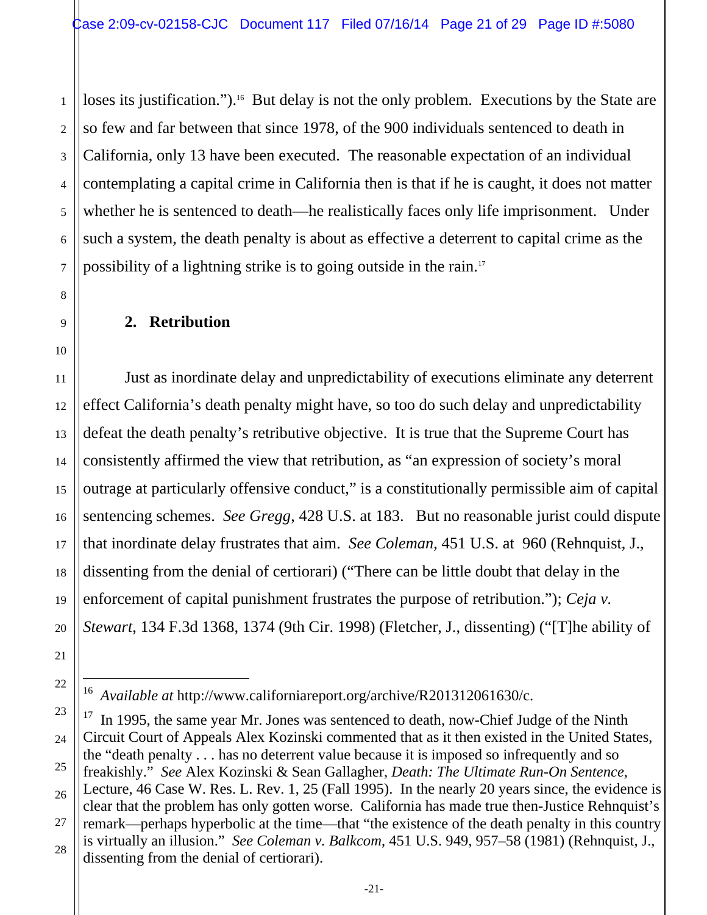loses its justification.").[16] But delay is not the only problem. Executions by the State are so few and far between that since 1978, of the 900 individuals sentenced to death in California, only 13 have been executed. The reasonable expectation of an individual contemplating a capital crime in California then is that if he is caught, it does not matter whether he is sentenced to death—he realistically faces only life imprisonment. Under such a system, the death penalty is about as effective a deterrent to capital crime as the possibility of a lightning strike is to going outside in the rain.[17]

### 2. Retribution

Just as inordinate delay and unpredictability of executions eliminate any deterrent effect California's death penalty might have, so too do such delay and unpredictability defeat the death penalty's retributive objective. It is true that the Supreme Court has consistently affirmed the view that retribution, as "an expression of society's moral outrage at particularly offensive conduct," is a constitutionally permissible aim of capital sentencing schemes. *See Gregg*, 428 U.S. at 183. But no reasonable jurist could dispute that inordinate delay frustrates that aim. *See Coleman*, 451 U.S. at 960 (Rehnquist, J., dissenting from the denial of certiorari) ("There can be little doubt that delay in the enforcement of capital punishment frustrates the purpose of retribution."); *Ceja v. Stewart*, 134 F.3d 1368, 1374 (9th Cir. 1998) (Fletcher, J., dissenting) ("[T]he ability of

---

[16] *Available at* http://www.californiareport.org/archive/R201312061630/c.

[17] In 1995, the same year Mr. Jones was sentenced to death, now-Chief Judge of the Ninth Circuit Court of Appeals Alex Kozinski commented that as it then existed in the United States, the "death penalty . . . has no deterrent value because it is imposed so infrequently and so freakishly." *See* Alex Kozinski & Sean Gallagher, *Death: The Ultimate Run-On Sentence*, Lecture, 46 Case W. Res. L. Rev. 1, 25 (Fall 1995). In the nearly 20 years since, the evidence is clear that the problem has only gotten worse. California has made true then-Justice Rehnquist's remark—perhaps hyperbolic at the time—that "the existence of the death penalty in this country is virtually an illusion." *See Coleman v. Balkcom*, 451 U.S. 949, 957–58 (1981) (Rehnquist, J., dissenting from the denial of certiorari).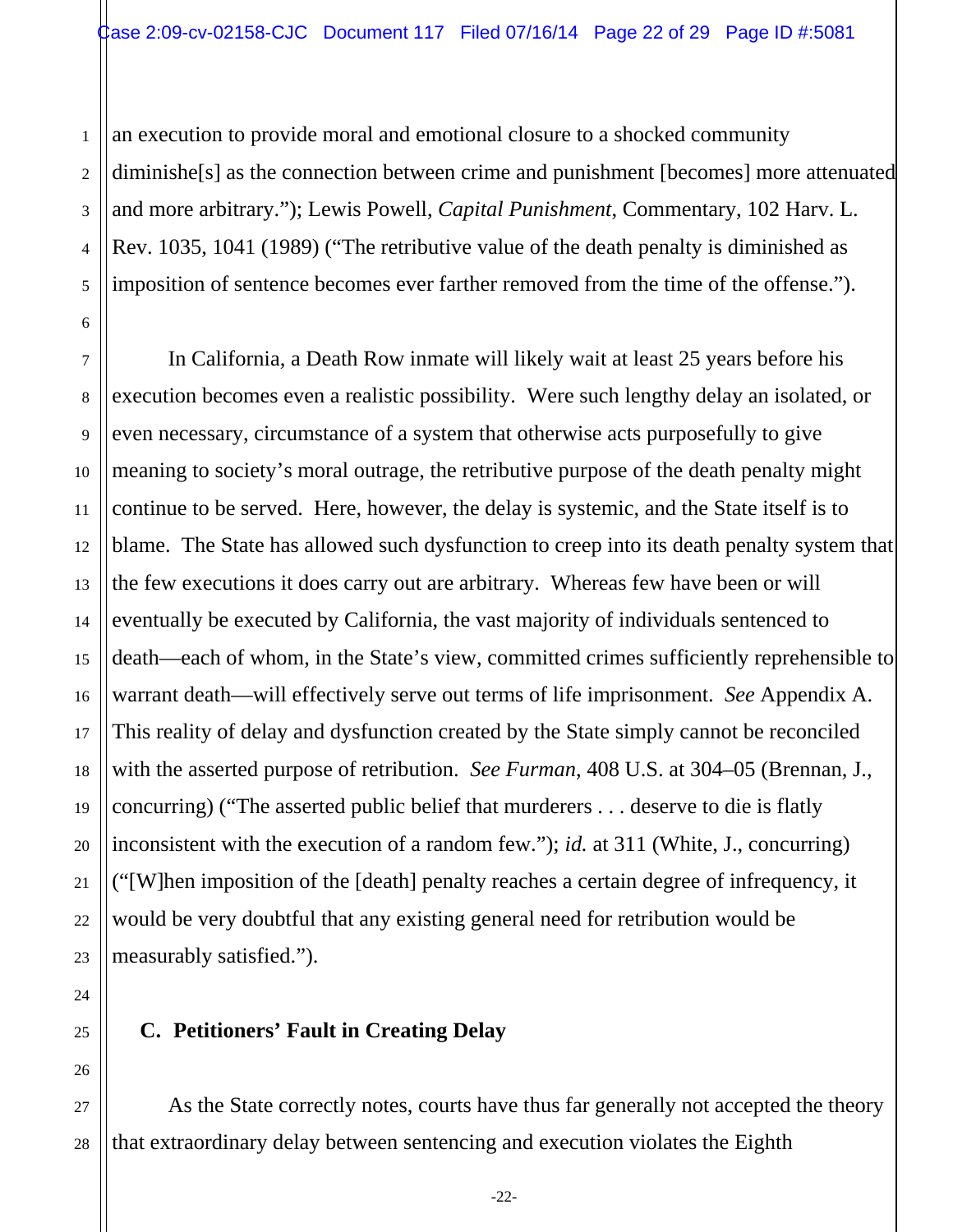an execution to provide moral and emotional closure to a shocked community diminishe[s] as the connection between crime and punishment [becomes] more attenuated and more arbitrary."); Lewis Powell, *Capital Punishment*, Commentary, 102 Harv. L. Rev. 1035, 1041 (1989) ("The retributive value of the death penalty is diminished as imposition of sentence becomes ever farther removed from the time of the offense.").

In California, a Death Row inmate will likely wait at least 25 years before his execution becomes even a realistic possibility. Were such lengthy delay an isolated, or even necessary, circumstance of a system that otherwise acts purposefully to give meaning to society's moral outrage, the retributive purpose of the death penalty might continue to be served. Here, however, the delay is systemic, and the State itself is to blame. The State has allowed such dysfunction to creep into its death penalty system that the few executions it does carry out are arbitrary. Whereas few have been or will eventually be executed by California, the vast majority of individuals sentenced to death—each of whom, in the State's view, committed crimes sufficiently reprehensible to warrant death—will effectively serve out terms of life imprisonment. *See* Appendix A. This reality of delay and dysfunction created by the State simply cannot be reconciled with the asserted purpose of retribution. *See Furman*, 408 U.S. at 304–05 (Brennan, J., concurring) ("The asserted public belief that murderers . . . deserve to die is flatly inconsistent with the execution of a random few."); *id.* at 311 (White, J., concurring) ("[W]hen imposition of the [death] penalty reaches a certain degree of infrequency, it would be very doubtful that any existing general need for retribution would be measurably satisfied.").

### C. Petitioners' Fault in Creating Delay

As the State correctly notes, courts have thus far generally not accepted the theory that extraordinary delay between sentencing and execution violates the Eighth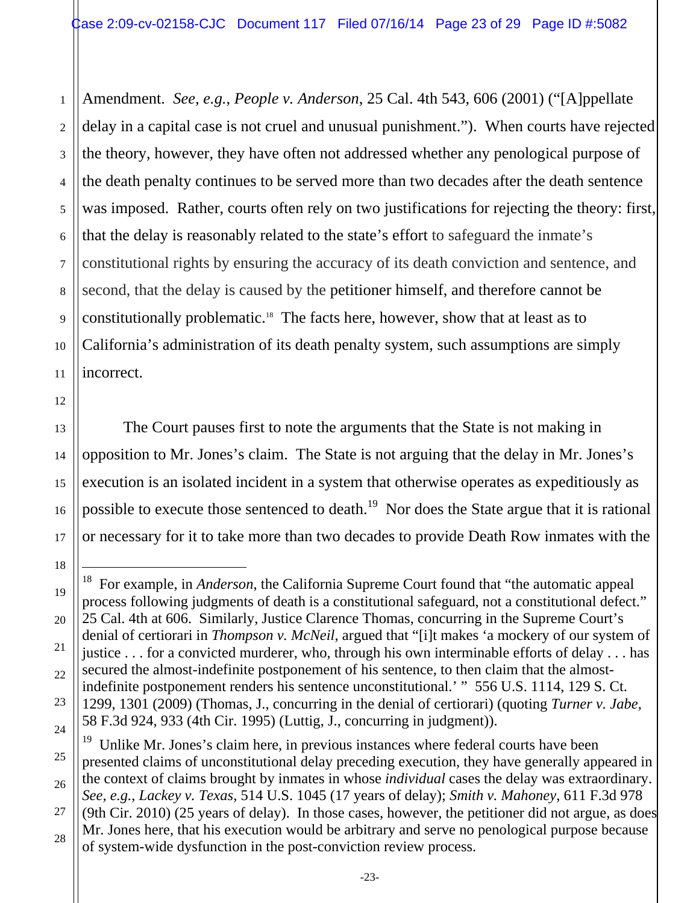Amendment. *See, e.g.*, *People v. Anderson*, 25 Cal. 4th 543, 606 (2001) ("[A]ppellate delay in a capital case is not cruel and unusual punishment."). When courts have rejected the theory, however, they have often not addressed whether any penological purpose of the death penalty continues to be served more than two decades after the death sentence was imposed. Rather, courts often rely on two justifications for rejecting the theory: first, that the delay is reasonably related to the state's effort to safeguard the inmate's constitutional rights by ensuring the accuracy of its death conviction and sentence, and second, that the delay is caused by the petitioner himself, and therefore cannot be constitutionally problematic.[18] The facts here, however, show that at least as to California's administration of its death penalty system, such assumptions are simply incorrect.

The Court pauses first to note the arguments that the State is not making in opposition to Mr. Jones's claim. The State is not arguing that the delay in Mr. Jones's execution is an isolated incident in a system that otherwise operates as expeditiously as possible to execute those sentenced to death.[19] Nor does the State argue that it is rational or necessary for it to take more than two decades to provide Death Row inmates with the

---

[18] For example, in *Anderson*, the California Supreme Court found that "the automatic appeal process following judgments of death is a constitutional safeguard, not a constitutional defect." 25 Cal. 4th at 606. Similarly, Justice Clarence Thomas, concurring in the Supreme Court's denial of certiorari in *Thompson v. McNeil*, argued that "[i]t makes 'a mockery of our system of justice . . . for a convicted murderer, who, through his own interminable efforts of delay . . . has secured the almost-indefinite postponement of his sentence, to then claim that the almost-indefinite postponement renders his sentence unconstitutional.' " 556 U.S. 1114, 129 S. Ct. 1299, 1301 (2009) (Thomas, J., concurring in the denial of certiorari) (quoting *Turner v. Jabe*, 58 F.3d 924, 933 (4th Cir. 1995) (Luttig, J., concurring in judgment)).

[19] Unlike Mr. Jones's claim here, in previous instances where federal courts have been presented claims of unconstitutional delay preceding execution, they have generally appeared in the context of claims brought by inmates in whose *individual* cases the delay was extraordinary. *See, e.g.*, *Lackey v. Texas*, 514 U.S. 1045 (17 years of delay); *Smith v. Mahoney*, 611 F.3d 978 (9th Cir. 2010) (25 years of delay). In those cases, however, the petitioner did not argue, as does Mr. Jones here, that his execution would be arbitrary and serve no penological purpose because of system-wide dysfunction in the post-conviction review process.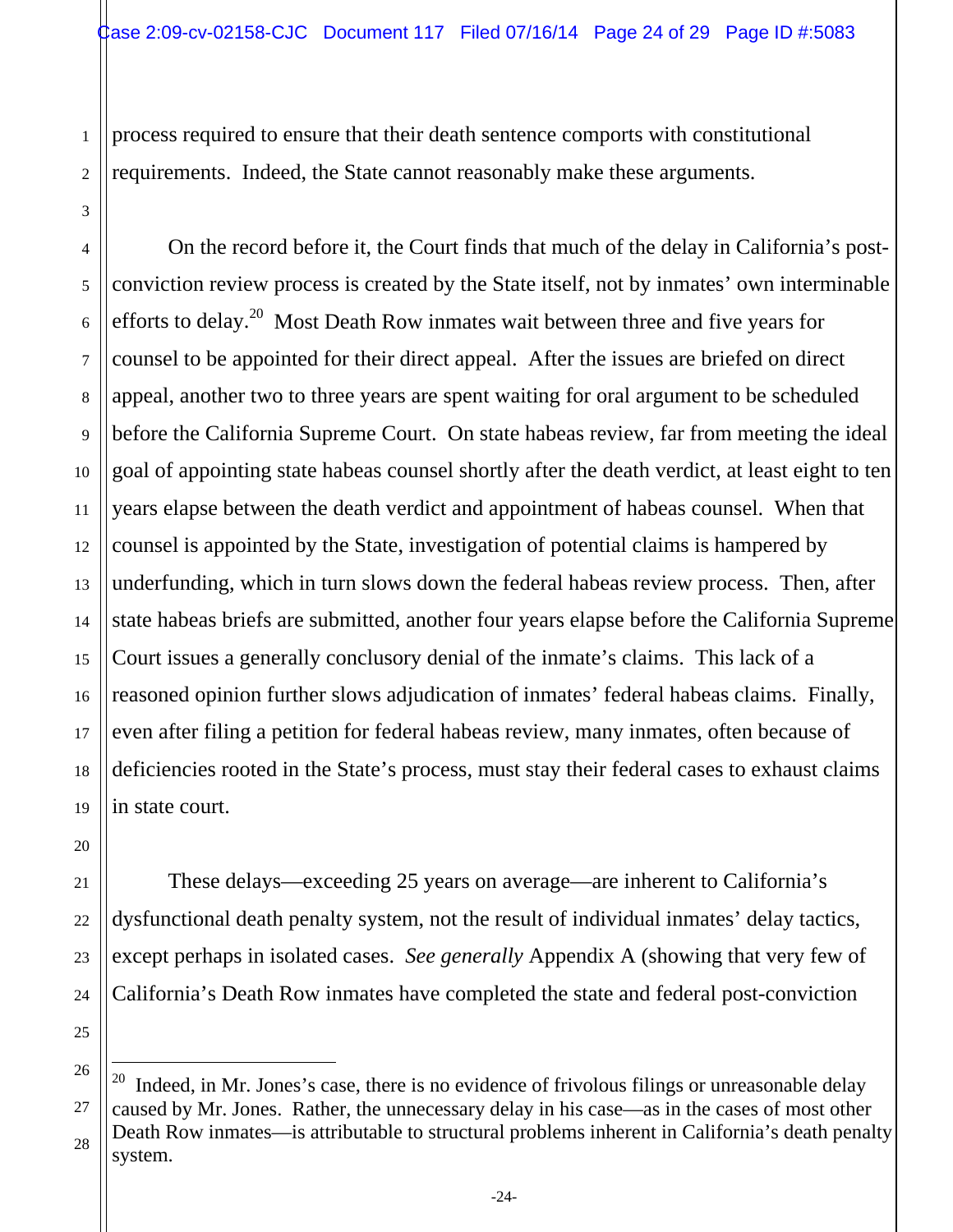process required to ensure that their death sentence comports with constitutional requirements. Indeed, the State cannot reasonably make these arguments.

On the record before it, the Court finds that much of the delay in California's post-conviction review process is created by the State itself, not by inmates' own interminable efforts to delay.[20] Most Death Row inmates wait between three and five years for counsel to be appointed for their direct appeal. After the issues are briefed on direct appeal, another two to three years are spent waiting for oral argument to be scheduled before the California Supreme Court. On state habeas review, far from meeting the ideal goal of appointing state habeas counsel shortly after the death verdict, at least eight to ten years elapse between the death verdict and appointment of habeas counsel. When that counsel is appointed by the State, investigation of potential claims is hampered by underfunding, which in turn slows down the federal habeas review process. Then, after state habeas briefs are submitted, another four years elapse before the California Supreme Court issues a generally conclusory denial of the inmate's claims. This lack of a reasoned opinion further slows adjudication of inmates' federal habeas claims. Finally, even after filing a petition for federal habeas review, many inmates, often because of deficiencies rooted in the State's process, must stay their federal cases to exhaust claims in state court.

These delays—exceeding 25 years on average—are inherent to California's dysfunctional death penalty system, not the result of individual inmates' delay tactics, except perhaps in isolated cases. *See generally* Appendix A (showing that very few of California's Death Row inmates have completed the state and federal post-conviction

---

[20] Indeed, in Mr. Jones's case, there is no evidence of frivolous filings or unreasonable delay caused by Mr. Jones. Rather, the unnecessary delay in his case—as in the cases of most other Death Row inmates—is attributable to structural problems inherent in California's death penalty system.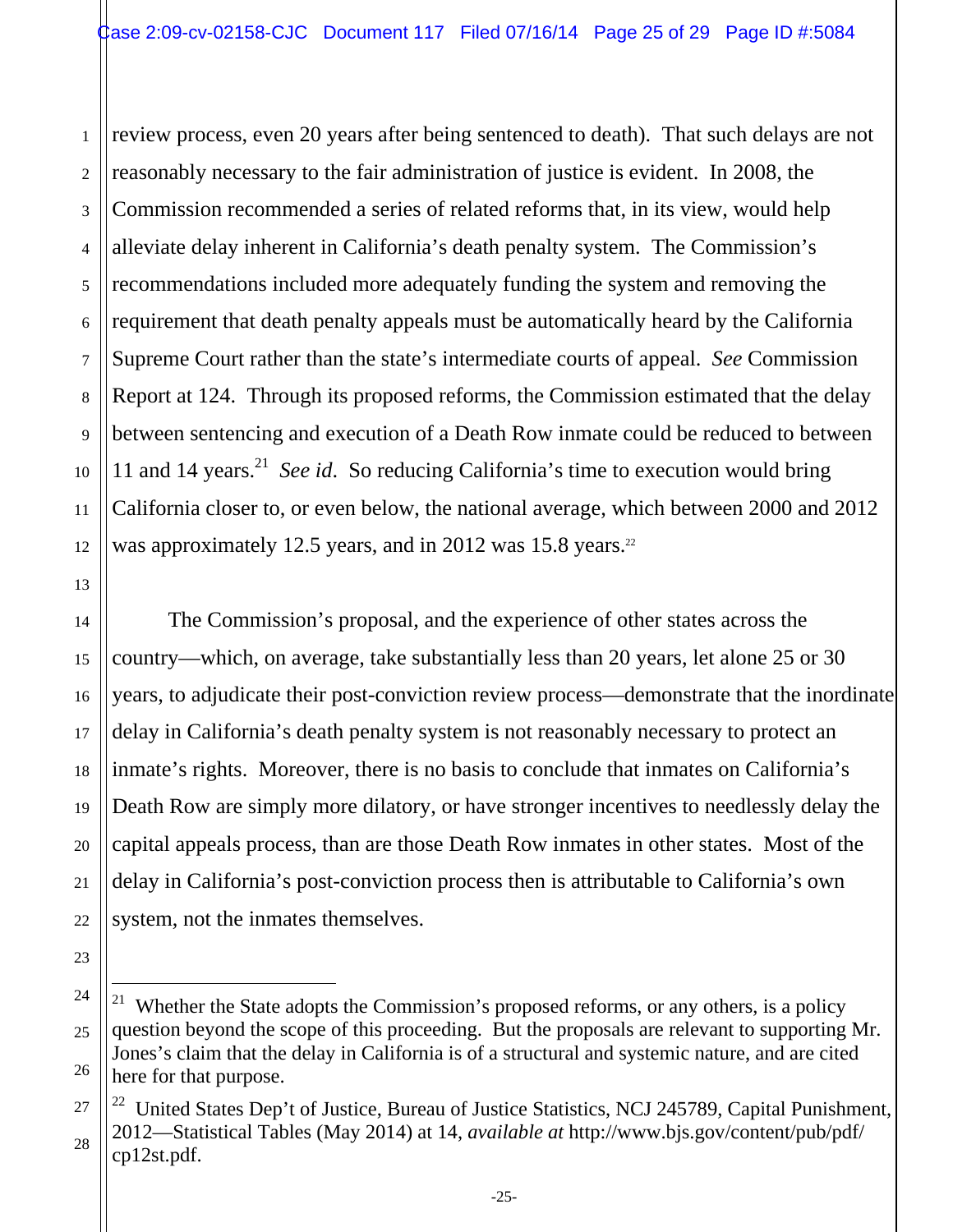review process, even 20 years after being sentenced to death). That such delays are not reasonably necessary to the fair administration of justice is evident. In 2008, the Commission recommended a series of related reforms that, in its view, would help alleviate delay inherent in California's death penalty system. The Commission's recommendations included more adequately funding the system and removing the requirement that death penalty appeals must be automatically heard by the California Supreme Court rather than the state's intermediate courts of appeal. *See* Commission Report at 124. Through its proposed reforms, the Commission estimated that the delay between sentencing and execution of a Death Row inmate could be reduced to between 11 and 14 years.[21] *See id*. So reducing California's time to execution would bring California closer to, or even below, the national average, which between 2000 and 2012 was approximately 12.5 years, and in 2012 was 15.8 years.[22]

The Commission's proposal, and the experience of other states across the country—which, on average, take substantially less than 20 years, let alone 25 or 30 years, to adjudicate their post-conviction review process—demonstrate that the inordinate delay in California's death penalty system is not reasonably necessary to protect an inmate's rights. Moreover, there is no basis to conclude that inmates on California's Death Row are simply more dilatory, or have stronger incentives to needlessly delay the capital appeals process, than are those Death Row inmates in other states. Most of the delay in California's post-conviction process then is attributable to California's own system, not the inmates themselves.

---

[21] Whether the State adopts the Commission's proposed reforms, or any others, is a policy question beyond the scope of this proceeding. But the proposals are relevant to supporting Mr. Jones's claim that the delay in California is of a structural and systemic nature, and are cited here for that purpose.

[22] United States Dep't of Justice, Bureau of Justice Statistics, NCJ 245789, Capital Punishment, 2012—Statistical Tables (May 2014) at 14, *available at* http://www.bjs.gov/content/pub/pdf/cp12st.pdf.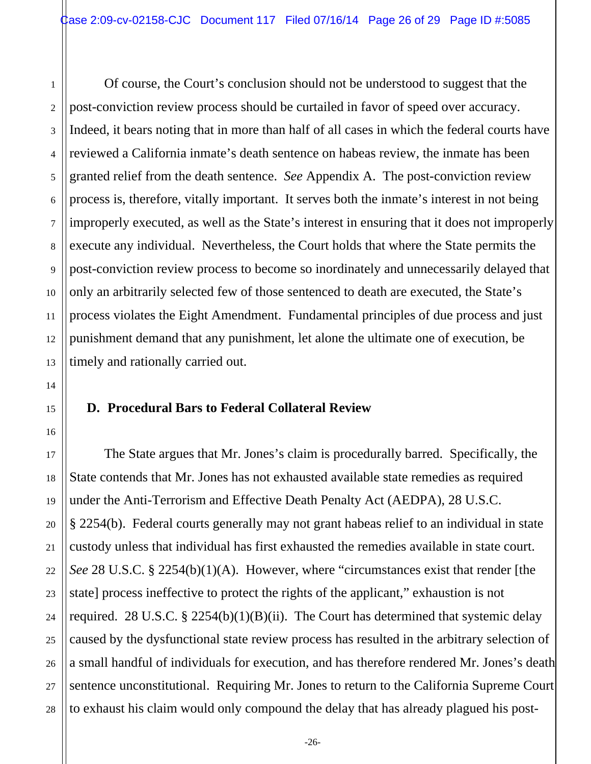Of course, the Court's conclusion should not be understood to suggest that the post-conviction review process should be curtailed in favor of speed over accuracy. Indeed, it bears noting that in more than half of all cases in which the federal courts have reviewed a California inmate's death sentence on habeas review, the inmate has been granted relief from the death sentence. *See* Appendix A. The post-conviction review process is, therefore, vitally important. It serves both the inmate's interest in not being improperly executed, as well as the State's interest in ensuring that it does not improperly execute any individual. Nevertheless, the Court holds that where the State permits the post-conviction review process to become so inordinately and unnecessarily delayed that only an arbitrarily selected few of those sentenced to death are executed, the State's process violates the Eight Amendment. Fundamental principles of due process and just punishment demand that any punishment, let alone the ultimate one of execution, be timely and rationally carried out.

### D. Procedural Bars to Federal Collateral Review

The State argues that Mr. Jones's claim is procedurally barred. Specifically, the State contends that Mr. Jones has not exhausted available state remedies as required under the Anti-Terrorism and Effective Death Penalty Act (AEDPA), 28 U.S.C. § 2254(b). Federal courts generally may not grant habeas relief to an individual in state custody unless that individual has first exhausted the remedies available in state court. *See* 28 U.S.C. § 2254(b)(1)(A). However, where "circumstances exist that render [the state] process ineffective to protect the rights of the applicant," exhaustion is not required. 28 U.S.C. § 2254(b)(1)(B)(ii). The Court has determined that systemic delay caused by the dysfunctional state review process has resulted in the arbitrary selection of a small handful of individuals for execution, and has therefore rendered Mr. Jones's death sentence unconstitutional. Requiring Mr. Jones to return to the California Supreme Court to exhaust his claim would only compound the delay that has already plagued his post-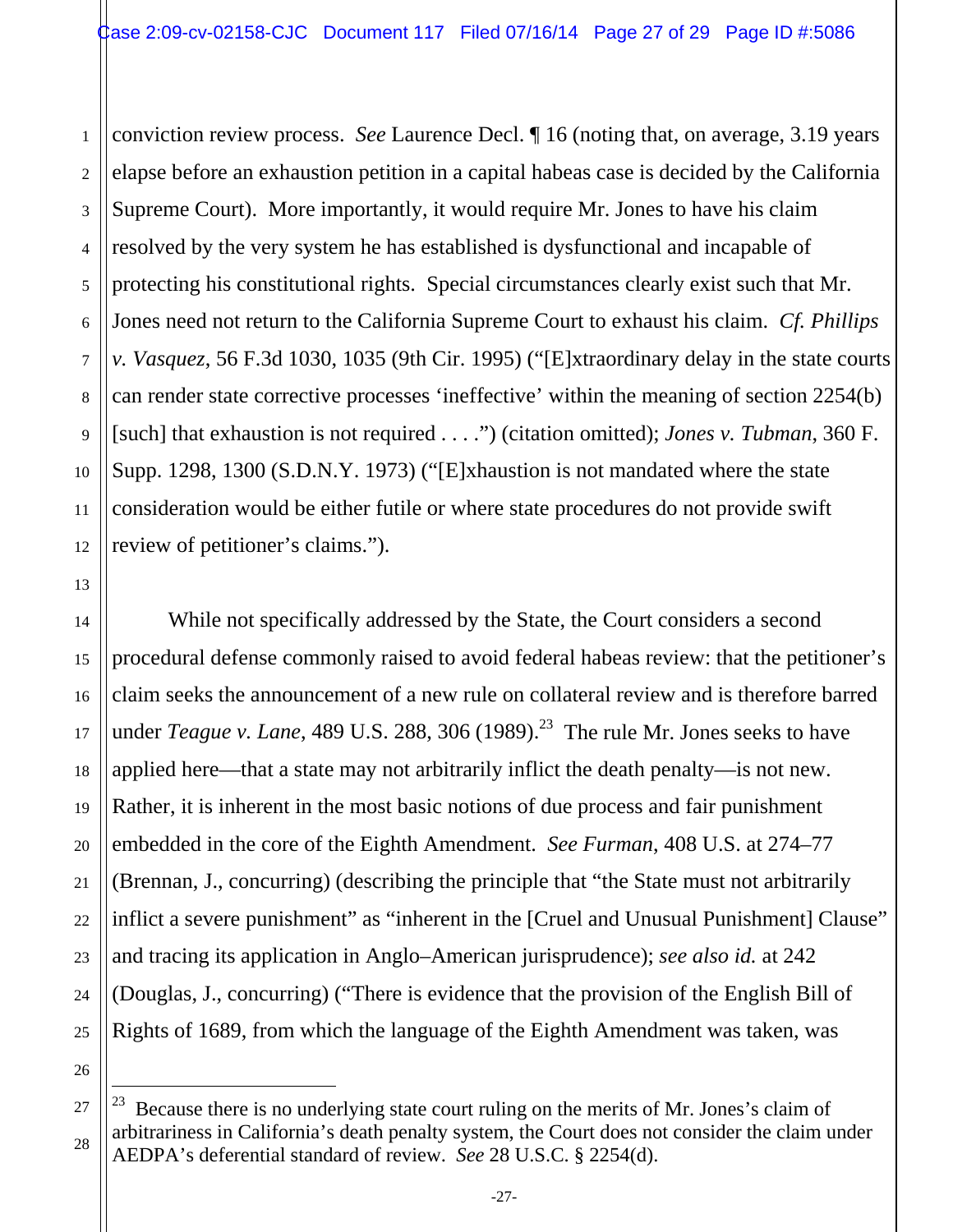conviction review process. *See* Laurence Decl. ¶ 16 (noting that, on average, 3.19 years elapse before an exhaustion petition in a capital habeas case is decided by the California Supreme Court). More importantly, it would require Mr. Jones to have his claim resolved by the very system he has established is dysfunctional and incapable of protecting his constitutional rights. Special circumstances clearly exist such that Mr. Jones need not return to the California Supreme Court to exhaust his claim. *Cf. Phillips v. Vasquez*, 56 F.3d 1030, 1035 (9th Cir. 1995) ("[E]xtraordinary delay in the state courts can render state corrective processes 'ineffective' within the meaning of section 2254(b) [such] that exhaustion is not required . . . .") (citation omitted); *Jones v. Tubman*, 360 F. Supp. 1298, 1300 (S.D.N.Y. 1973) ("[E]xhaustion is not mandated where the state consideration would be either futile or where state procedures do not provide swift review of petitioner's claims.").

While not specifically addressed by the State, the Court considers a second procedural defense commonly raised to avoid federal habeas review: that the petitioner's claim seeks the announcement of a new rule on collateral review and is therefore barred under *Teague v. Lane*, 489 U.S. 288, 306 (1989).[23] The rule Mr. Jones seeks to have applied here—that a state may not arbitrarily inflict the death penalty—is not new. Rather, it is inherent in the most basic notions of due process and fair punishment embedded in the core of the Eighth Amendment. *See Furman*, 408 U.S. at 274–77 (Brennan, J., concurring) (describing the principle that "the State must not arbitrarily inflict a severe punishment" as "inherent in the [Cruel and Unusual Punishment] Clause" and tracing its application in Anglo–American jurisprudence); *see also id.* at 242 (Douglas, J., concurring) ("There is evidence that the provision of the English Bill of Rights of 1689, from which the language of the Eighth Amendment was taken, was

---

[23] Because there is no underlying state court ruling on the merits of Mr. Jones's claim of arbitrariness in California's death penalty system, the Court does not consider the claim under AEDPA's deferential standard of review. *See* 28 U.S.C. § 2254(d).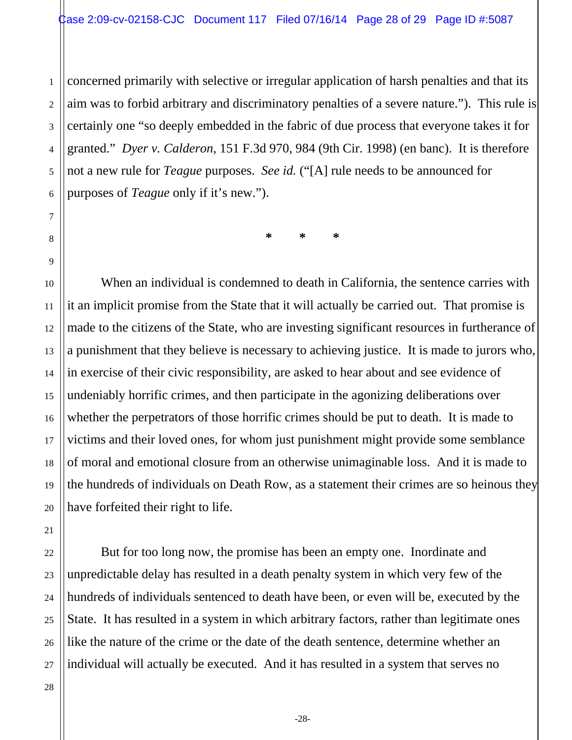concerned primarily with selective or irregular application of harsh penalties and that its aim was to forbid arbitrary and discriminatory penalties of a severe nature."). This rule is certainly one "so deeply embedded in the fabric of due process that everyone takes it for granted." *Dyer v. Calderon*, 151 F.3d 970, 984 (9th Cir. 1998) (en banc). It is therefore not a new rule for *Teague* purposes. *See id.* ("[A] rule needs to be announced for purposes of *Teague* only if it's new.").

\* \* \*

When an individual is condemned to death in California, the sentence carries with it an implicit promise from the State that it will actually be carried out. That promise is made to the citizens of the State, who are investing significant resources in furtherance of a punishment that they believe is necessary to achieving justice. It is made to jurors who, in exercise of their civic responsibility, are asked to hear about and see evidence of undeniably horrific crimes, and then participate in the agonizing deliberations over whether the perpetrators of those horrific crimes should be put to death. It is made to victims and their loved ones, for whom just punishment might provide some semblance of moral and emotional closure from an otherwise unimaginable loss. And it is made to the hundreds of individuals on Death Row, as a statement their crimes are so heinous they have forfeited their right to life.

But for too long now, the promise has been an empty one. Inordinate and unpredictable delay has resulted in a death penalty system in which very few of the hundreds of individuals sentenced to death have been, or even will be, executed by the State. It has resulted in a system in which arbitrary factors, rather than legitimate ones like the nature of the crime or the date of the death sentence, determine whether an individual will actually be executed. And it has resulted in a system that serves no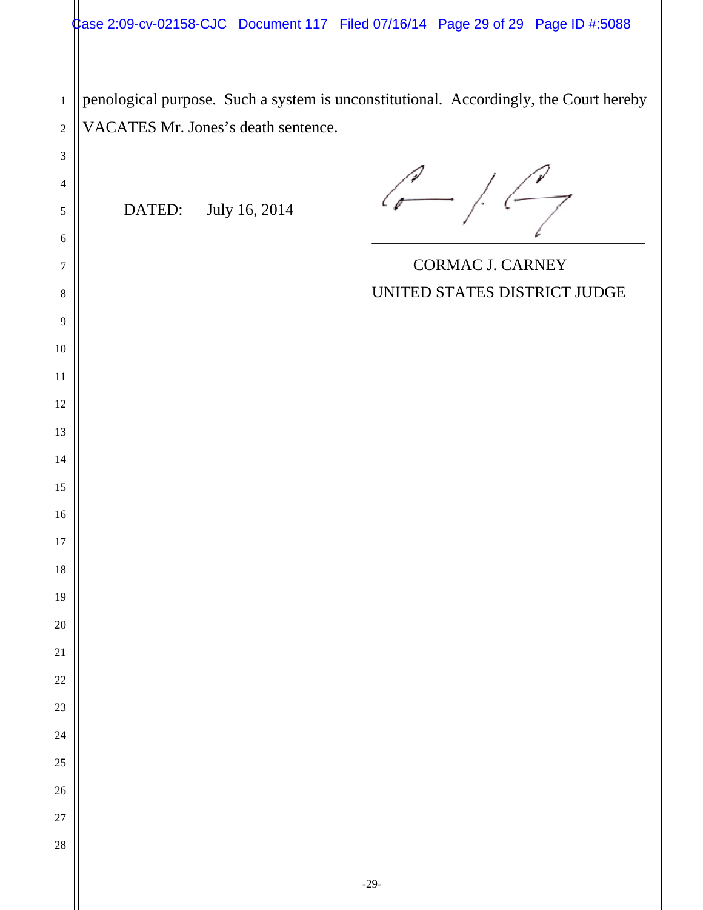penological purpose. Such a system is unconstitutional. Accordingly, the Court hereby VACATES Mr. Jones's death sentence.

DATED: July 16, 2014

CORMAC J. CARNEY
UNITED STATES DISTRICT JUDGE